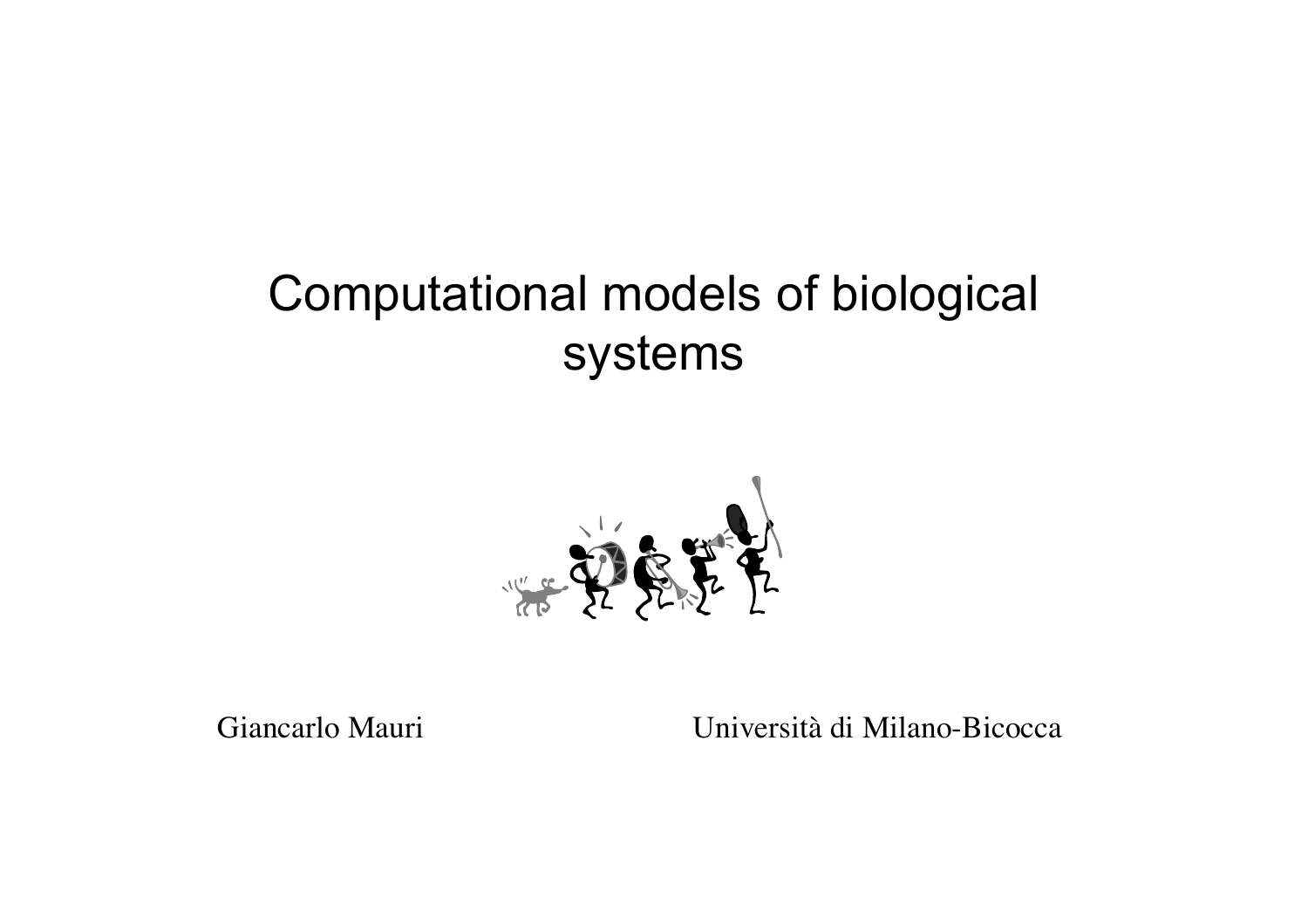# Computational models of biological systems

Giancarlo Mauri

Università di Milano-Bicocca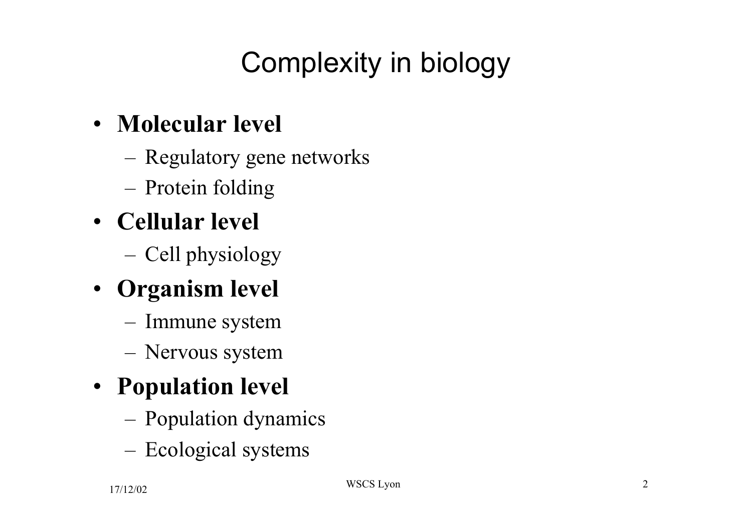# Complexity in biology

- **Molecular level**
  - Regulatory gene networks
  - Protein folding
- **Cellular level**
  - Cell physiology
- **Organism level**
  - Immune system
  - Nervous system
- **Population level**
  - Population dynamics
  - Ecological systems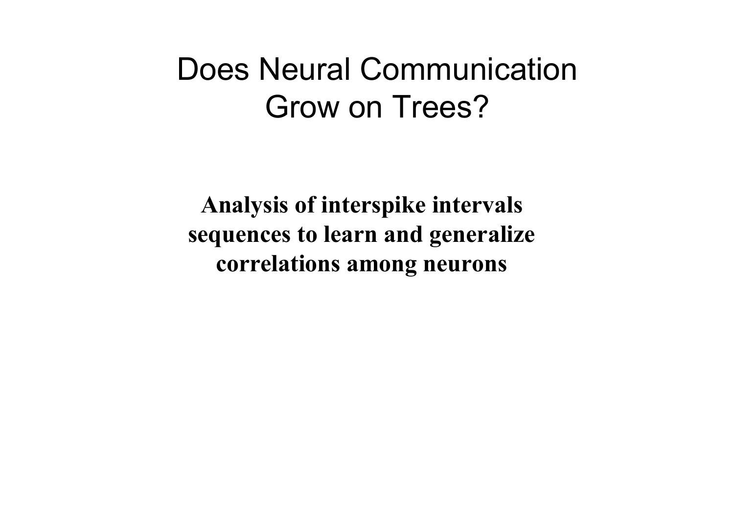# Does Neural Communication Grow on Trees?

**Analysis of interspike intervals sequences to learn and generalize correlations among neurons**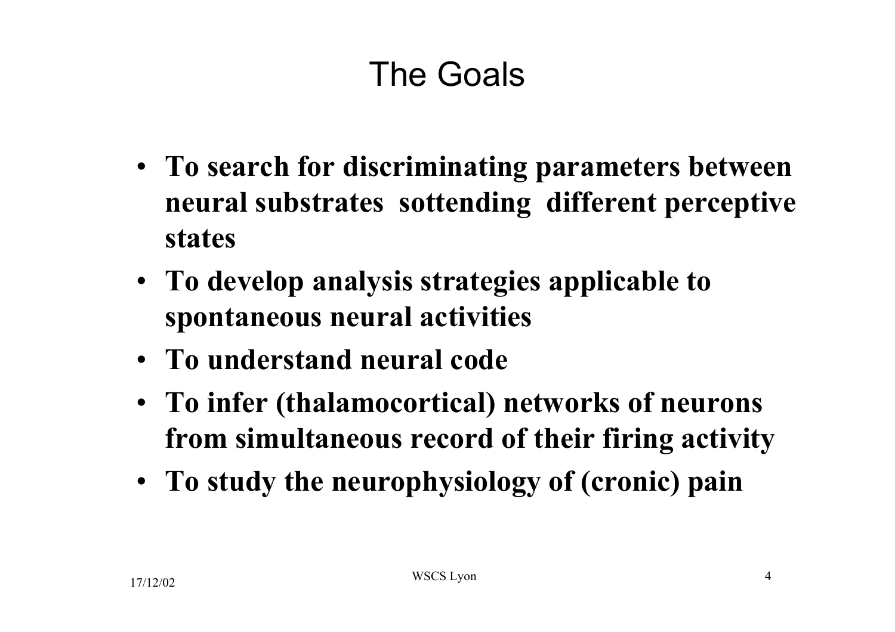# The Goals

- **To search for discriminating parameters between neural substrates sottending different perceptive states**
- **To develop analysis strategies applicable to spontaneous neural activities**
- **To understand neural code**
- **To infer (thalamocortical) networks of neurons from simultaneous record of their firing activity**
- **To study the neurophysiology of (cronic) pain**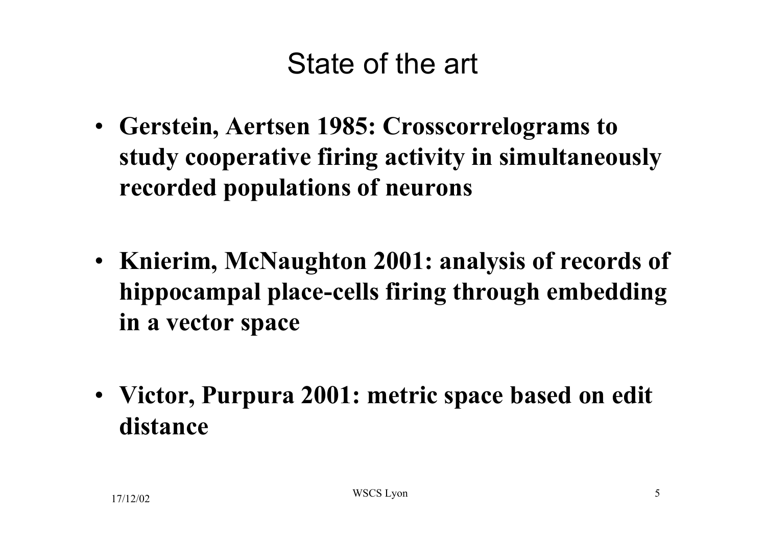# State of the art

- **Gerstein, Aertsen 1985: Crosscorrelograms to study cooperative firing activity in simultaneously recorded populations of neurons**

- **Knierim, McNaughton 2001: analysis of records of hippocampal place-cells firing through embedding in a vector space**

- **Victor, Purpura 2001: metric space based on edit distance**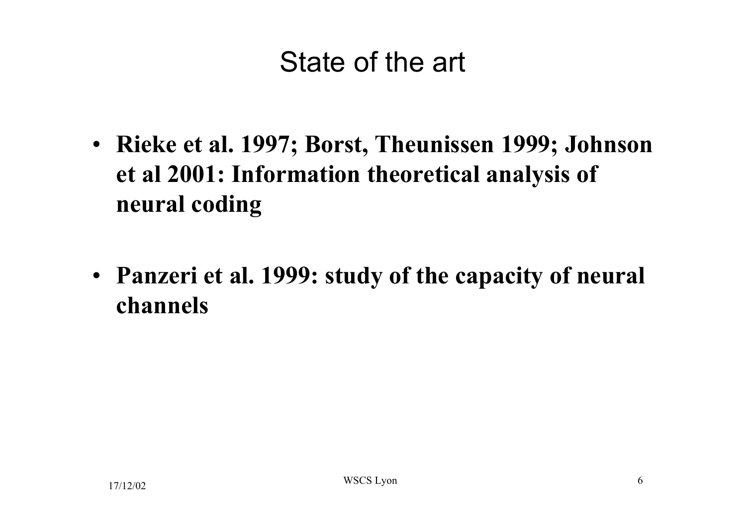# State of the art

- **Rieke et al. 1997; Borst, Theunissen 1999; Johnson et al 2001: Information theoretical analysis of neural coding**

- **Panzeri et al. 1999: study of the capacity of neural channels**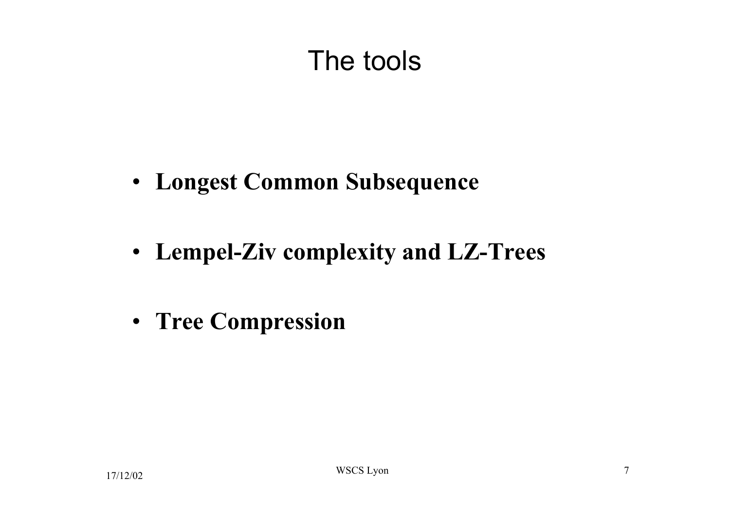# The tools

- **Longest Common Subsequence**
- **Lempel-Ziv complexity and LZ-Trees**
- **Tree Compression**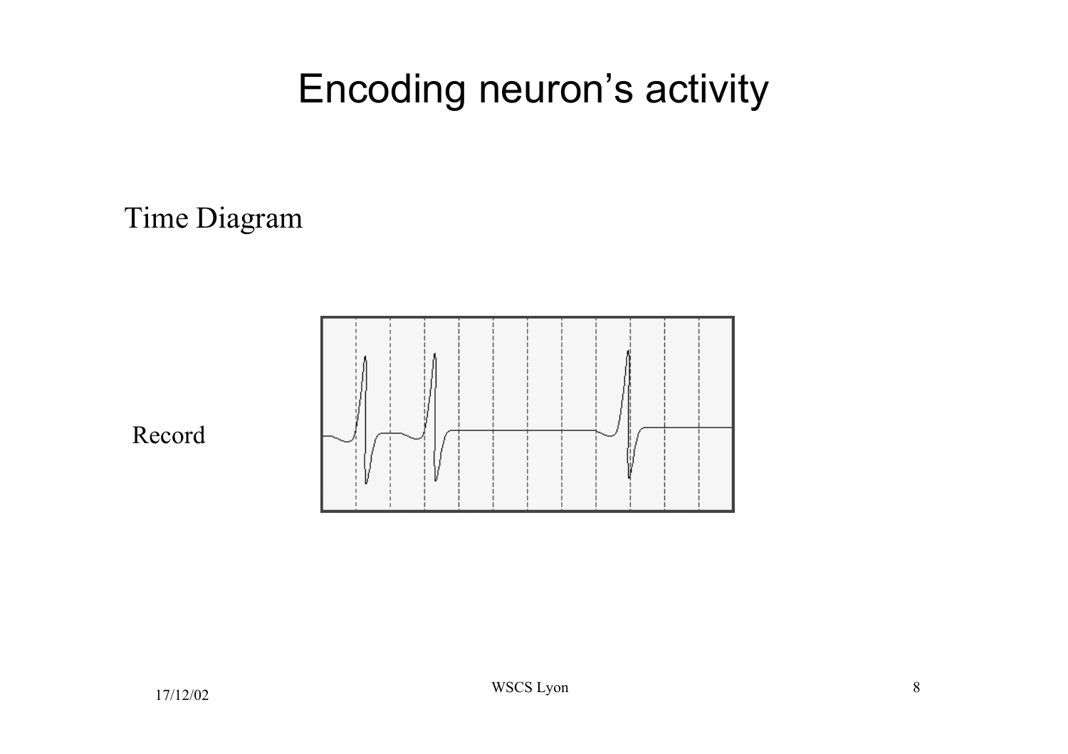# Encoding neuron's activity

Time Diagram

Record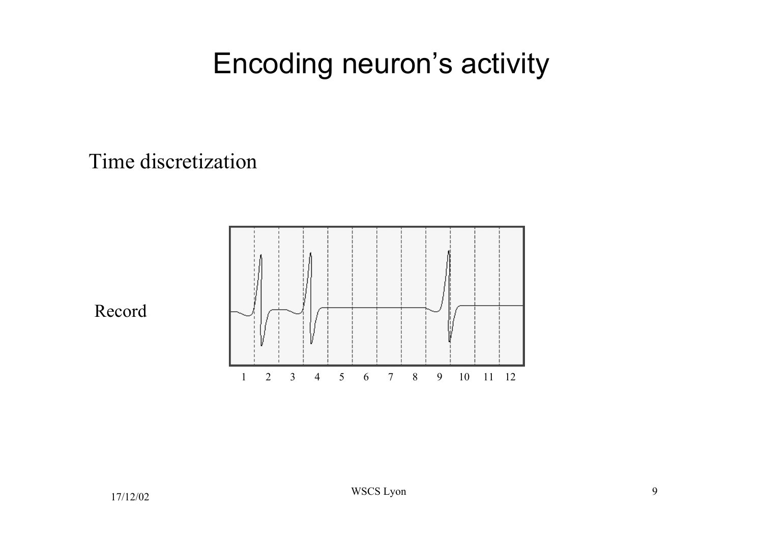# Encoding neuron's activity

Time discretization

Record

1 2 3 4 5 6 7 8 9 10 11 12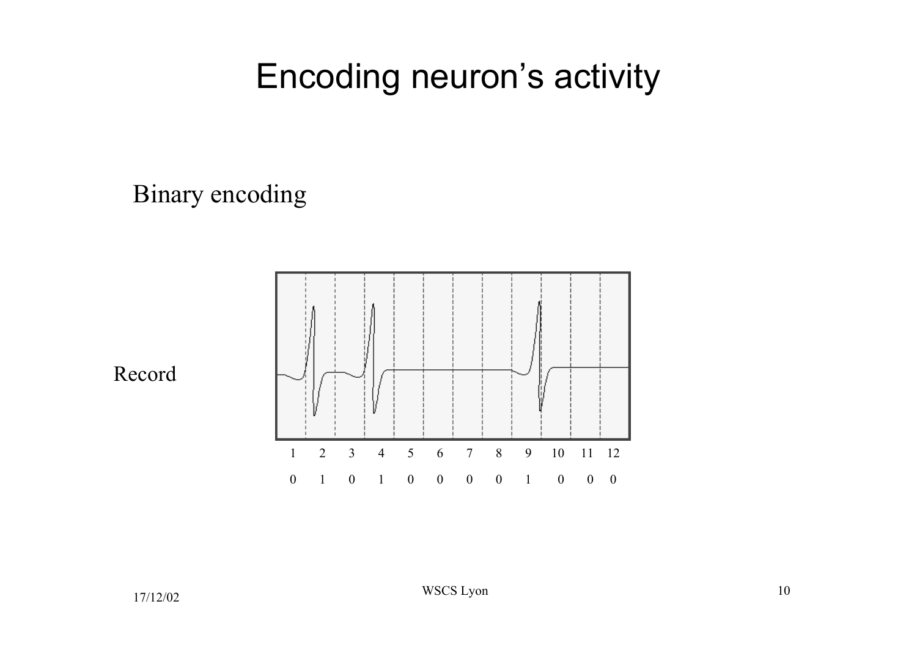# Encoding neuron's activity

Binary encoding

Record

| 1 | 2 | 3 | 4 | 5 | 6 | 7 | 8 | 9 | 10 | 11 | 12 |
|---|---|---|---|---|---|---|---|---|---|---|---|
| 0 | 1 | 0 | 1 | 0 | 0 | 0 | 0 | 1 | 0 | 0 | 0 |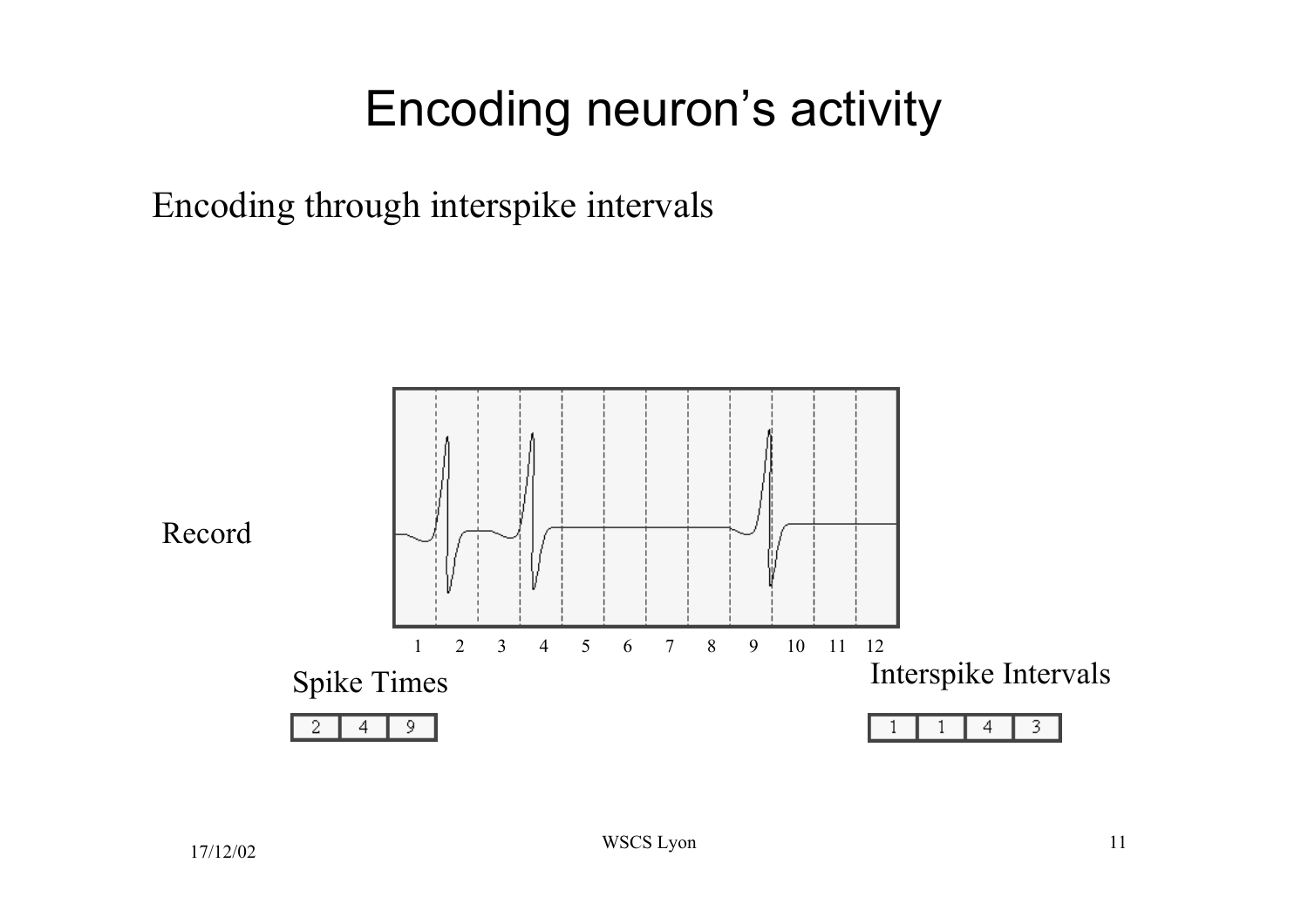# Encoding neuron's activity

Encoding through interspike intervals

Record

1 2 3 4 5 6 7 8 9 10 11 12

Spike Times

| 2 | 4 | 9 |
|---|---|---|

Interspike Intervals

| 1 | 1 | 4 | 3 |
|---|---|---|---|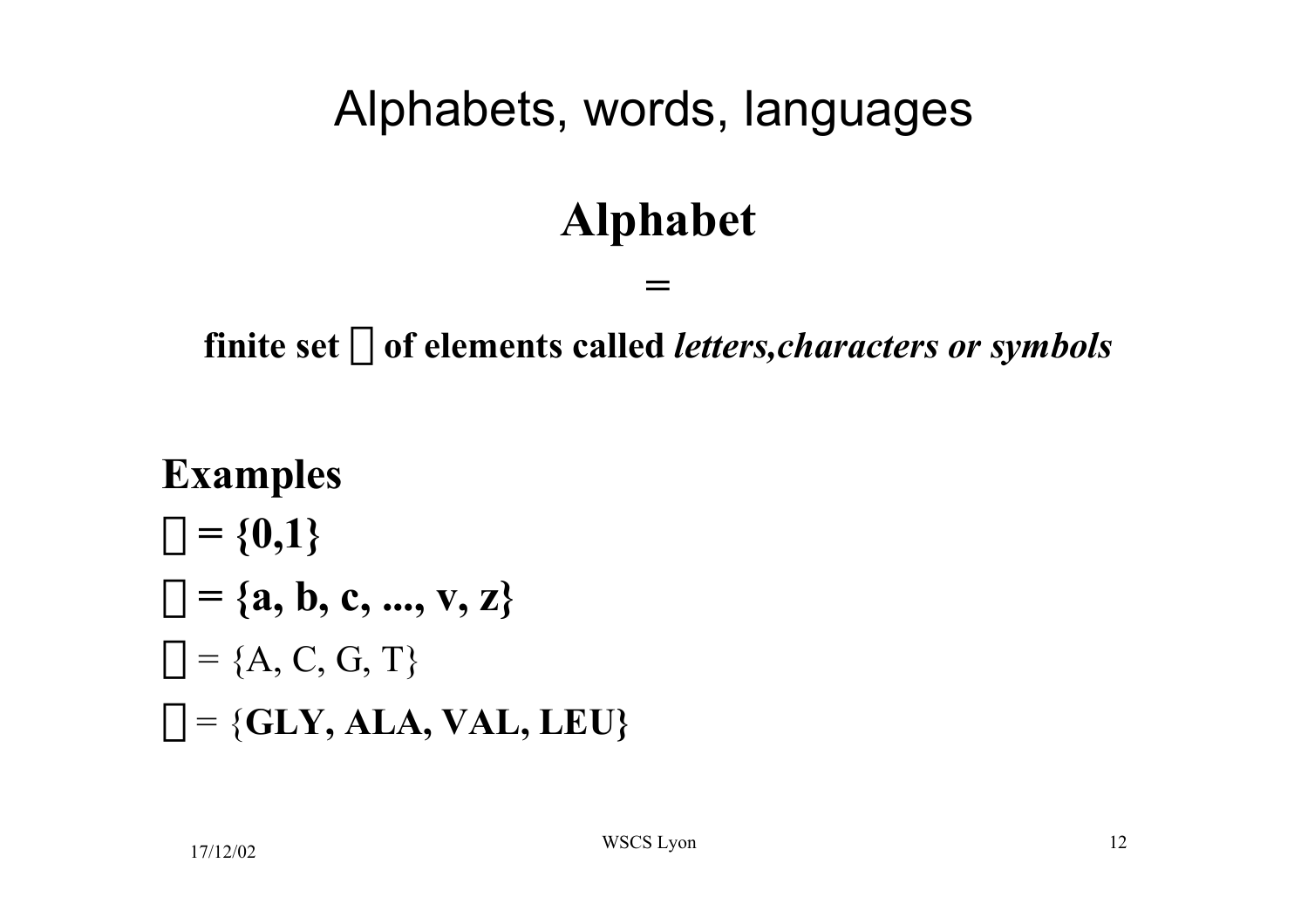# Alphabets, words, languages

## Alphabet

**=**

**finite set $\Sigma$ of elements called *letters,characters or symbols***

**Examples**

**$\Sigma$ = {0,1}**

**$\Sigma$ = {a, b, c, ..., v, z}**

$\Sigma$ = {A, C, G, T}

$\Sigma$ = {**GLY, ALA, VAL, LEU}**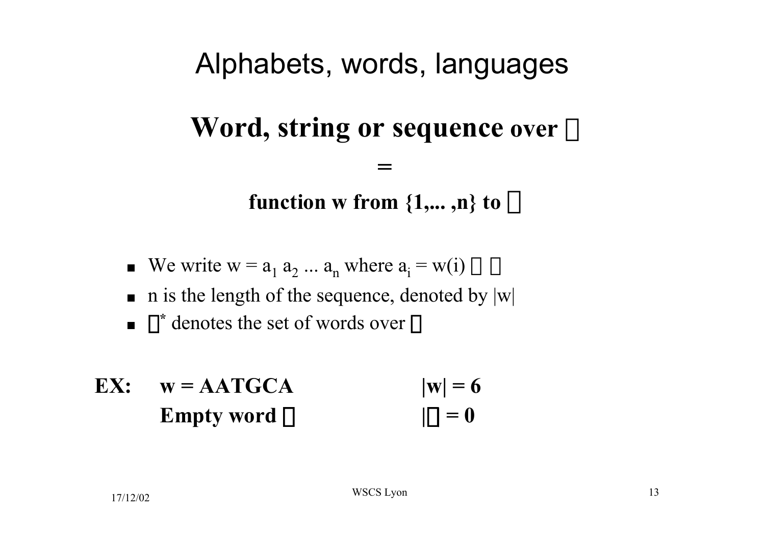# Alphabets, words, languages

## Word, string or sequence over $\Sigma$

=

**function w from {1,... ,n} to $\Sigma$**

- We write $w = a_1 a_2 \ldots a_n$ where $a_i = w(i) \in \Sigma$
- n is the length of the sequence, denoted by |w|
- $\Sigma^*$ denotes the set of words over $\Sigma$

**EX:** **w = AATGCA** **|w| = 6**

**Empty word $\varepsilon$** **$|\varepsilon| = 0$**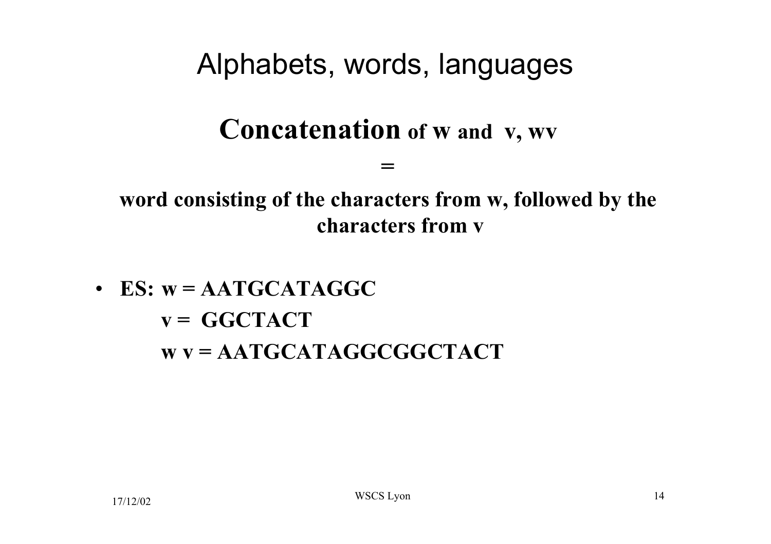# Alphabets, words, languages

## Concatenation of w and v, wv

**=**

**word consisting of the characters from w, followed by the characters from v**

- **ES: w = AATGCATAGGC**
  
  **v = GGCTACT**
  
  **w v = AATGCATAGGCGGCTACT**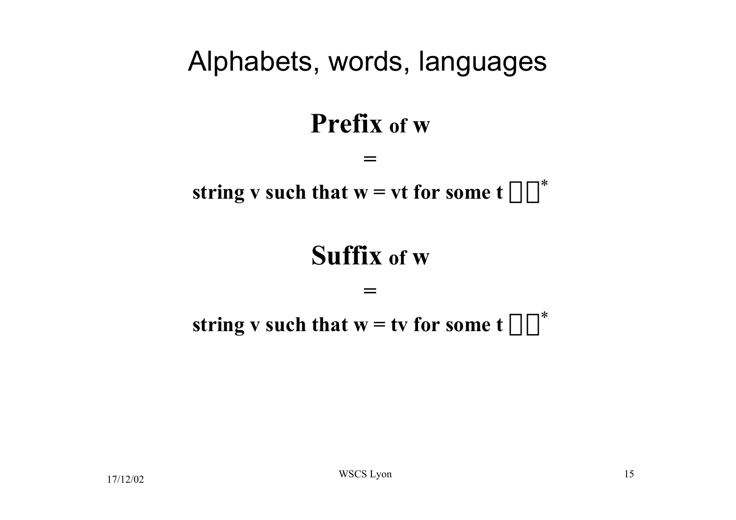# Alphabets, words, languages

**Prefix of w**

**=**

**string v such that w = vt for some t $\in \Sigma^*$**

**Suffix of w**

**=**

**string v such that w = tv for some t $\in \Sigma^*$**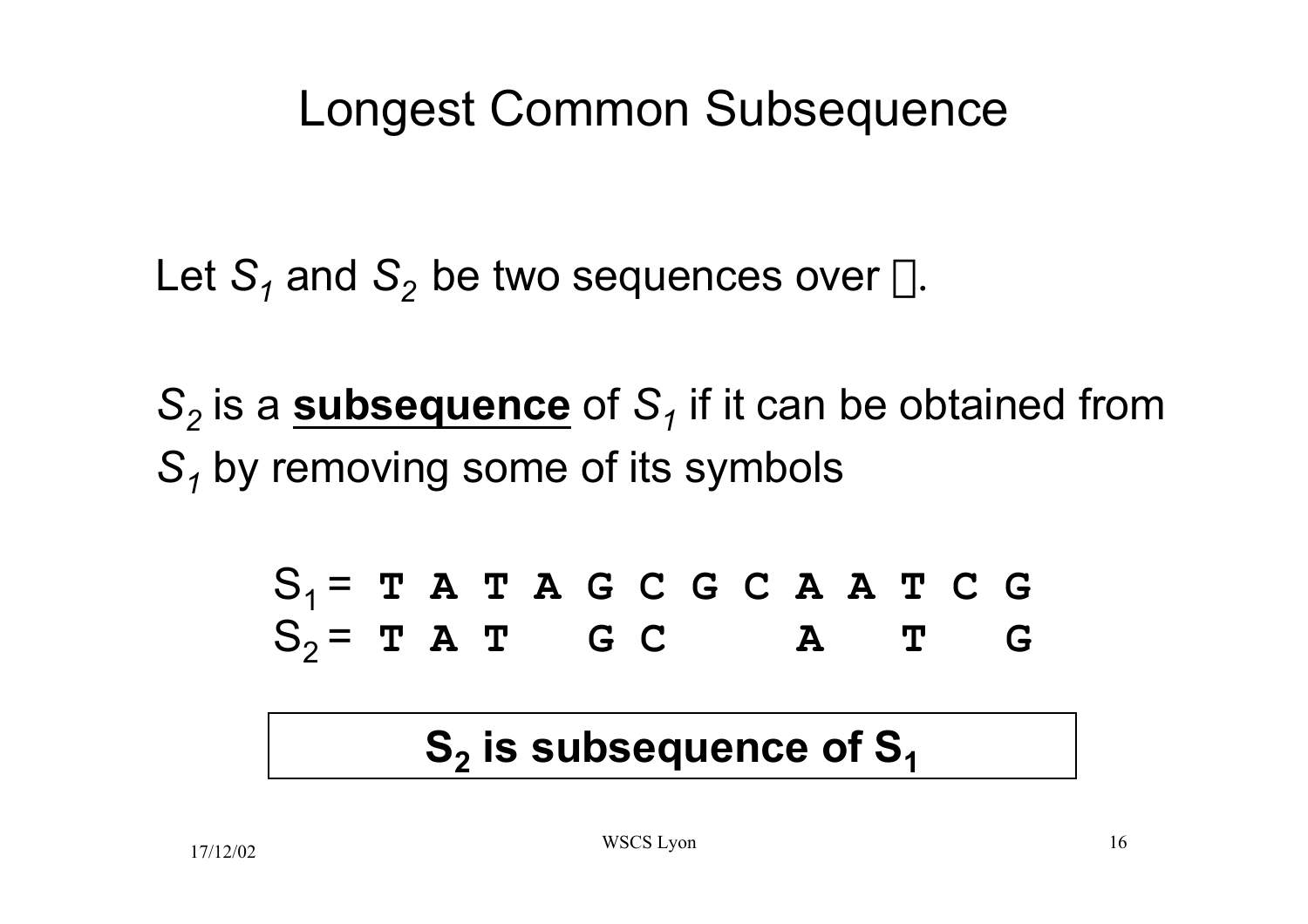# Longest Common Subsequence

Let $S_1$ and $S_2$ be two sequences over $\Sigma$.

$S_2$ is a **subsequence** of $S_1$ if it can be obtained from $S_1$ by removing some of its symbols

```
S1 = T A T A G C G C A A T C G
S2 = T A T   G C     A   T   G
```

**$S_2$ is subsequence of $S_1$**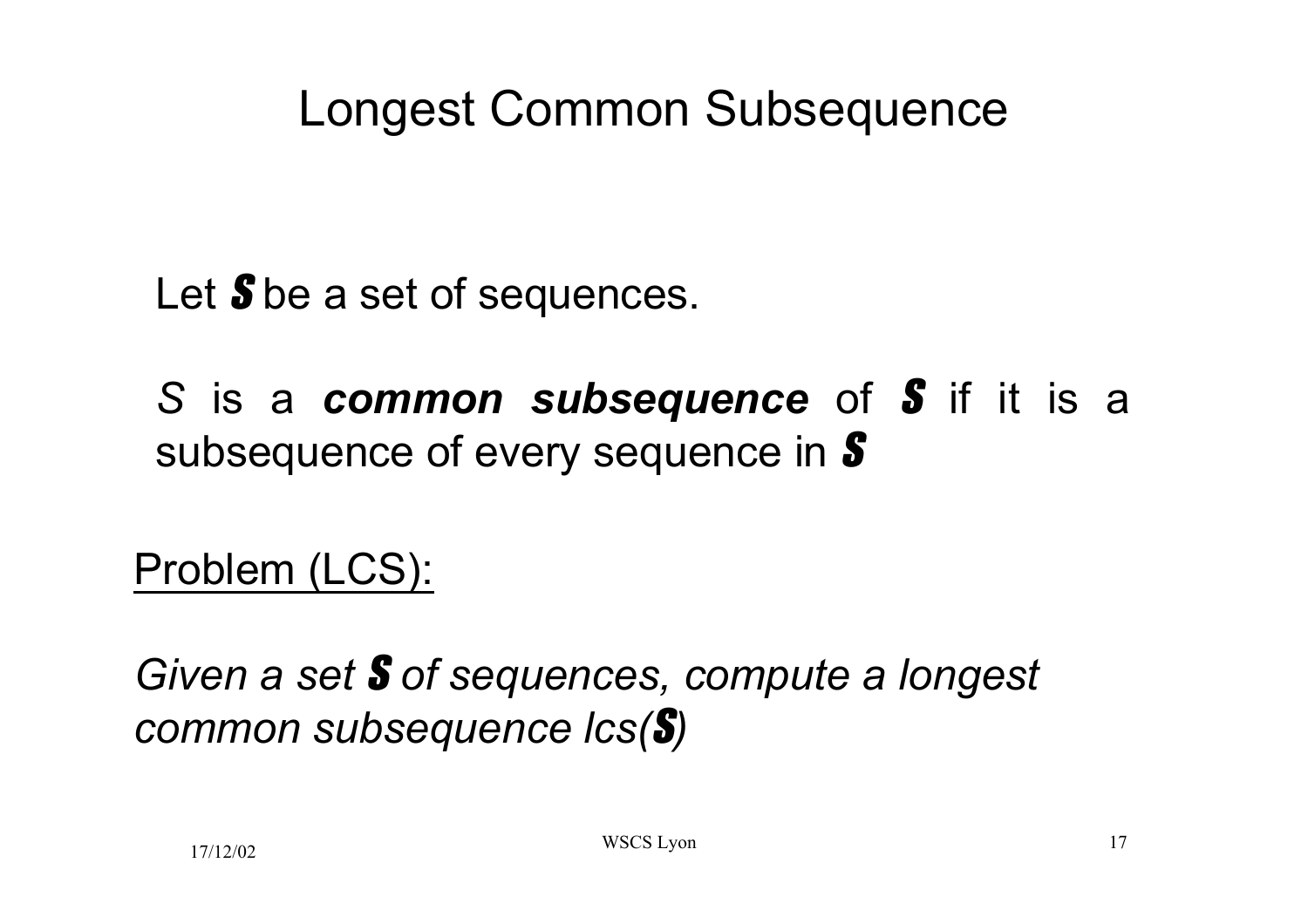# Longest Common Subsequence

Let $\mathcal{S}$ be a set of sequences.

*S* is a ***common subsequence*** of $\mathcal{S}$ if it is a subsequence of every sequence in $\mathcal{S}$

Problem (LCS):

*Given a set $\mathcal{S}$ of sequences, compute a longest common subsequence lcs($\mathcal{S}$)*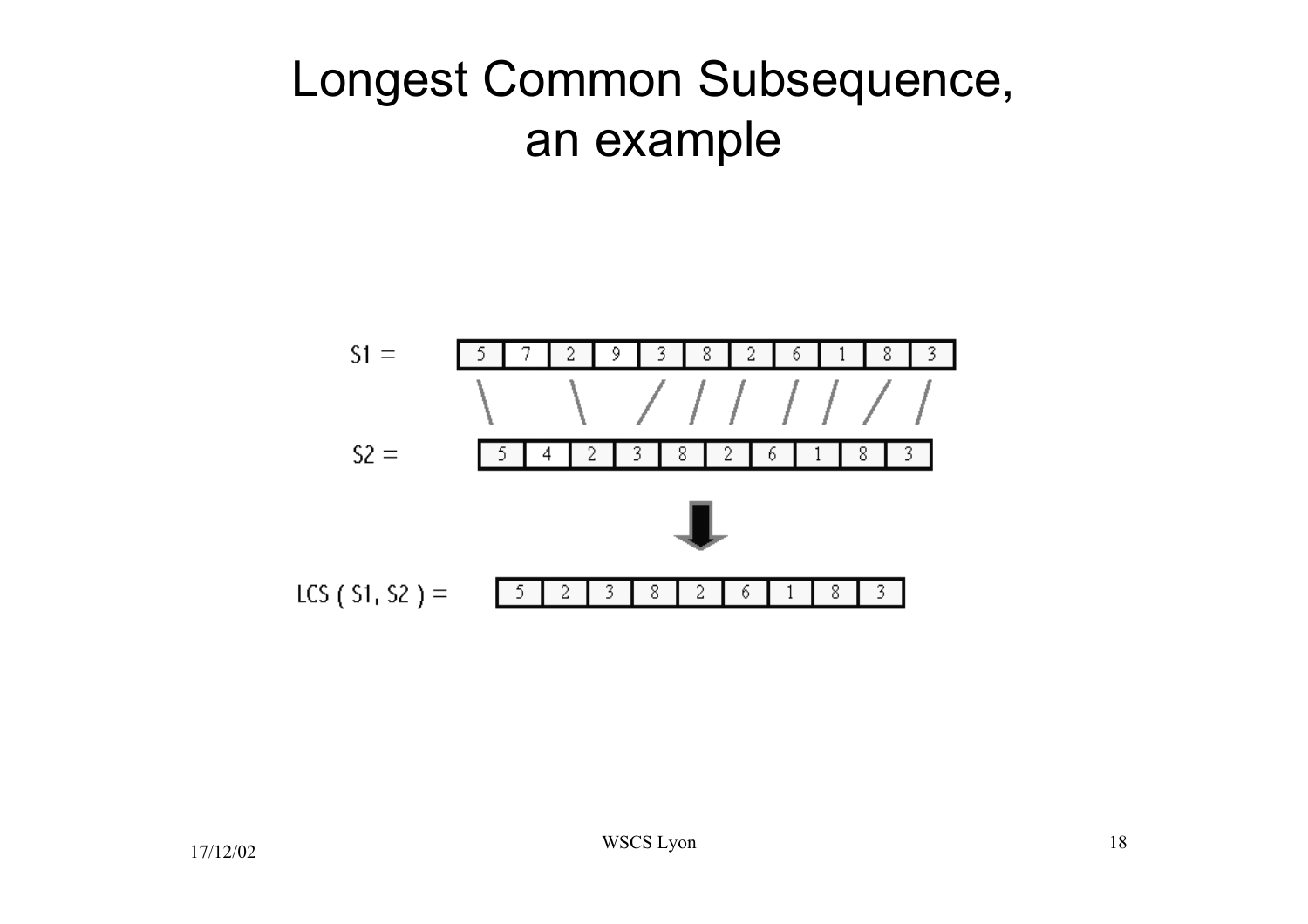# Longest Common Subsequence, an example

S1 = | 5 | 7 | 2 | 9 | 3 | 8 | 2 | 6 | 1 | 8 | 3 |

S2 = | 5 | 4 | 2 | 3 | 8 | 2 | 6 | 1 | 8 | 3 |

LCS ( S1, S2 ) = | 5 | 2 | 3 | 8 | 2 | 6 | 1 | 8 | 3 |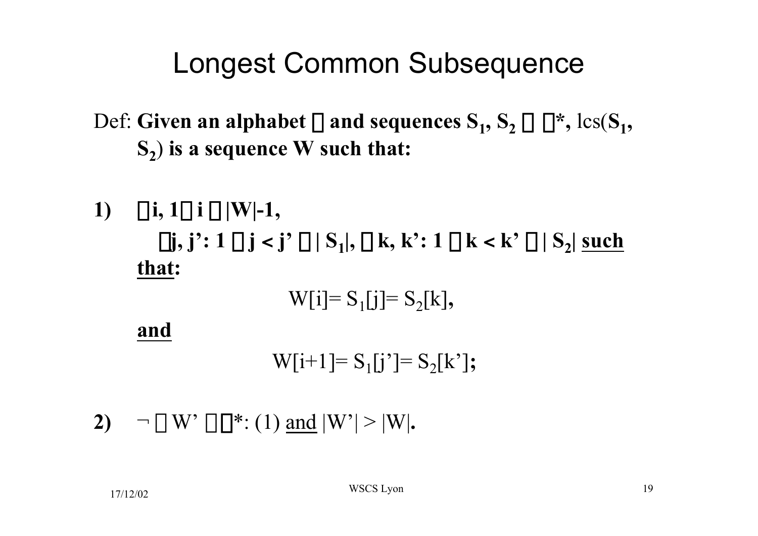# Longest Common Subsequence

Def: **Given an alphabet $\Sigma$ and sequences $S_1, S_2 \in \Sigma^*$,** lcs($S_1$, $S_2$) **is a sequence W such that:**

**1)** $\forall i, 1 \leq i \leq |W|-1,$

$\exists j, j': 1 \leq j < j' \leq |S_1|, \exists k, k': 1 \leq k < k' \leq |S_2|$ **such that:**

$$W[i]= S_1[j]= S_2[k],$$

**and**

$$W[i+1]= S_1[j']= S_2[k'];$$

**2)** $\neg \exists W' \in \Sigma^*$: (1) and $|W'| > |W|$.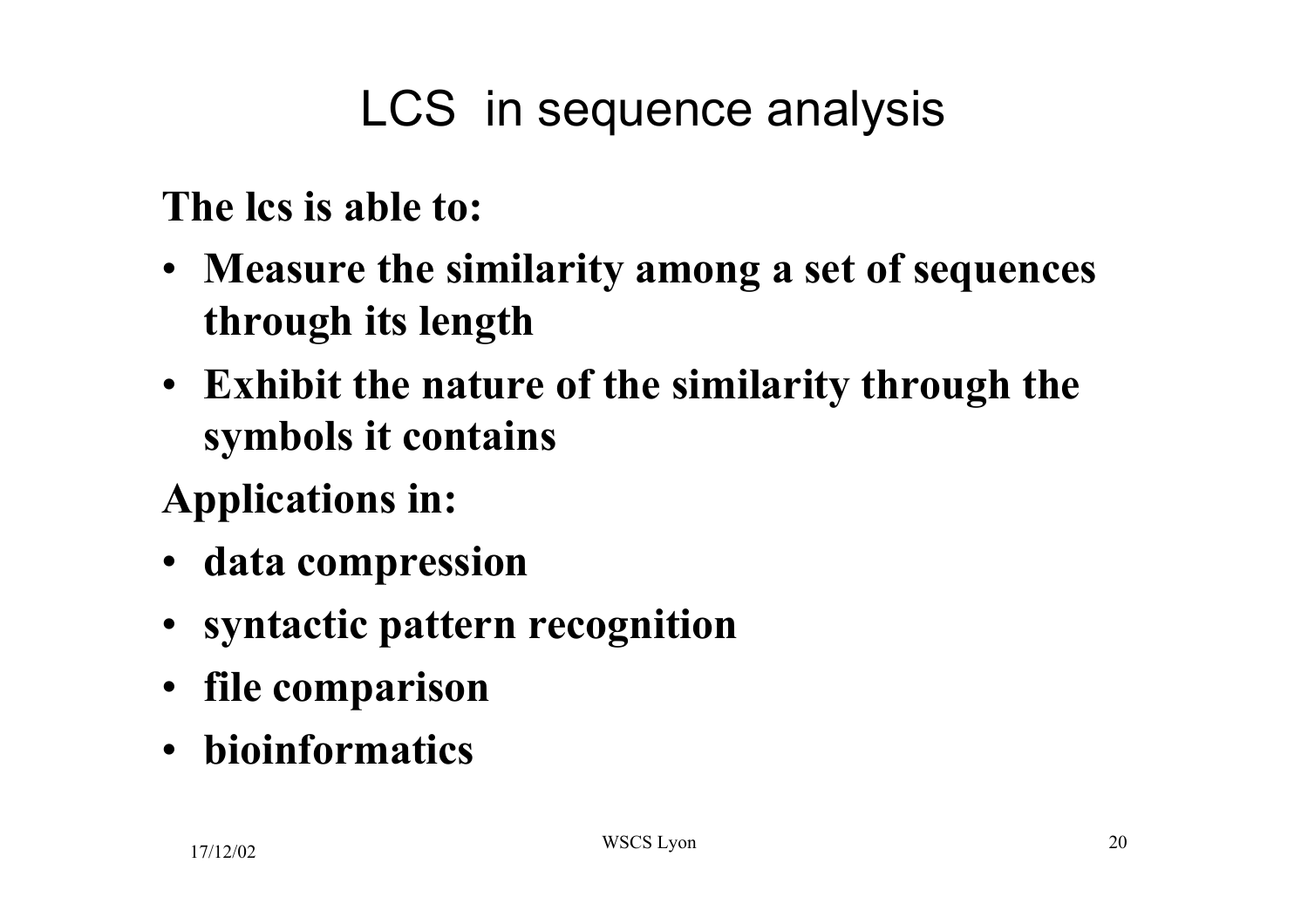# LCS in sequence analysis

**The lcs is able to:**

- **Measure the similarity among a set of sequences through its length**
- **Exhibit the nature of the similarity through the symbols it contains**

**Applications in:**

- **data compression**
- **syntactic pattern recognition**
- **file comparison**
- **bioinformatics**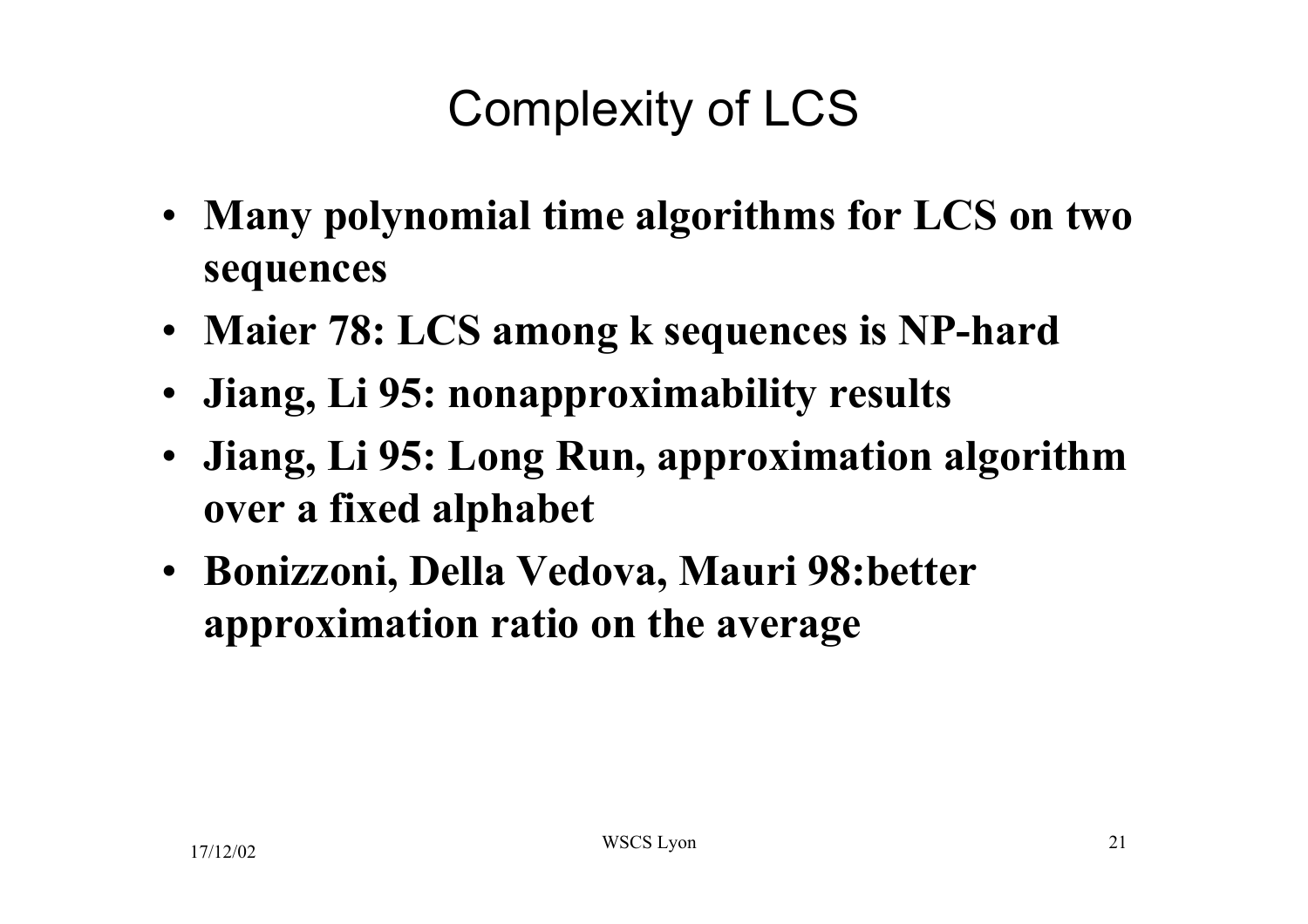# Complexity of LCS

- **Many polynomial time algorithms for LCS on two sequences**
- **Maier 78: LCS among k sequences is NP-hard**
- **Jiang, Li 95: nonapproximability results**
- **Jiang, Li 95: Long Run, approximation algorithm over a fixed alphabet**
- **Bonizzoni, Della Vedova, Mauri 98:better approximation ratio on the average**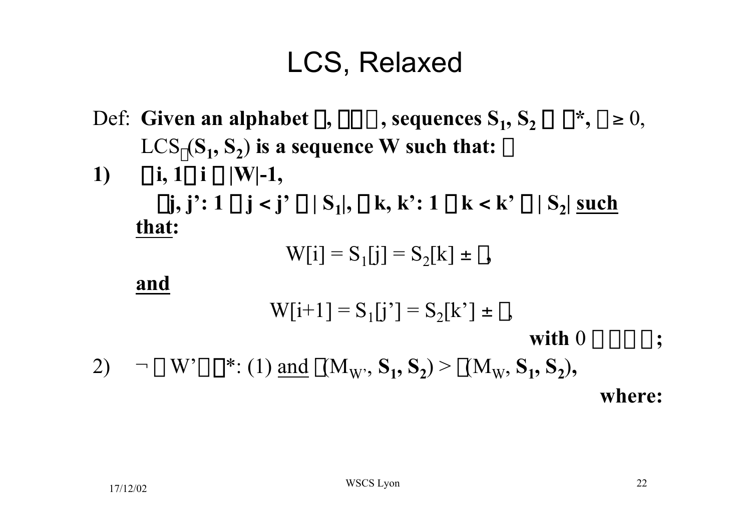# LCS, Relaxed

Def: **Given an alphabet $\Sigma$, $\Sigma \subset \mathbb{N}$, sequences $S_1$, $S_2$ $\in$ $\Sigma^*$, $\delta \geq 0$,**
$LCS_\delta(S_1, S_2)$ **is a sequence W such that:**

**1)** $\forall i, 1 \leq i \leq |W|-1,$

$\exists j, j': 1 \leq j < j' \leq |S_1|, \exists k, k': 1 \leq k < k' \leq |S_2|$ **<u>such that</u>:**

$$W[i] = S_1[j] = S_2[k] \pm \varepsilon,$$

**<u>and</u>**

$$W[i+1] = S_1[j'] = S_2[k'] \pm \varepsilon,$$

**with** $0 \leq \varepsilon \leq \delta$**;**

2) $\neg \exists W' \in \Sigma^*$: (1) <u>and</u> $\gamma(M_{W'}, S_1, S_2) > \gamma(M_W, S_1, S_2)$,

**where:**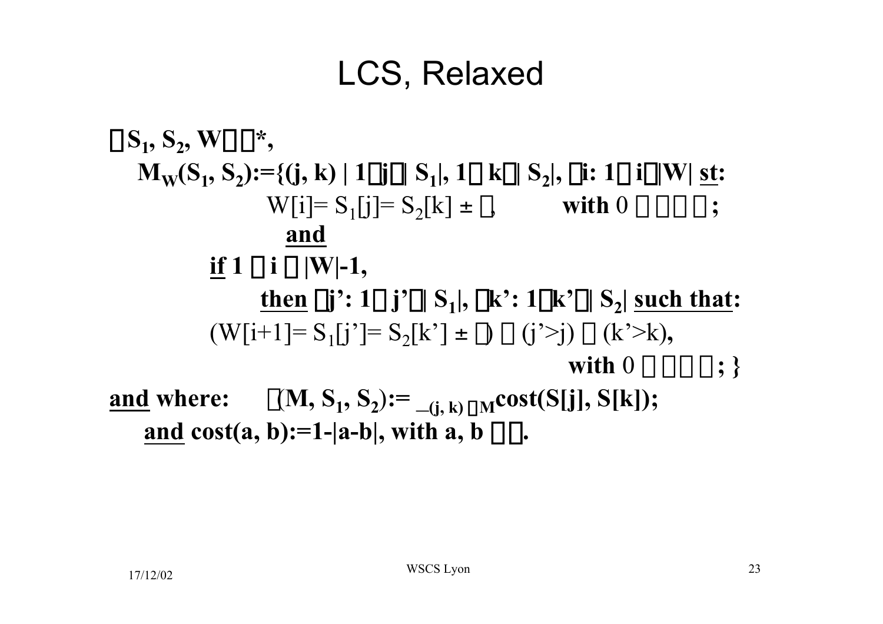# LCS, Relaxed

$\forall S_1, S_2, W \in \Sigma^*$,

$M_W(S_1, S_2) := \{(j, k) \mid 1 \le j \le |S_1|, 1 \le k \le |S_2|, \exists i: 1 \le i \le |W|$ **st:**

$W[i] = S_1[j] = S_2[k] \pm \delta$, **with** $0 \le \delta \le \Delta$;

**and**

**if** $1 \le i \le |W|-1$,

**then** $\exists j': 1 \le j' \le |S_1|, \exists k': 1 \le k' \le |S_2|$ **such that:**

$(W[i+1] = S_1[j'] = S_2[k'] \pm \delta) \wedge (j' > j) \wedge (k' > k)$,

**with** $0 \le \delta \le \Delta$; }

**and where:** $\Gamma(M, S_1, S_2) := \sum_{(j, k) \in M} \text{cost}(S[j], S[k])$;

**and** $\text{cost}(a, b) := 1 - |a - b|$, **with** $a, b \in \Sigma$.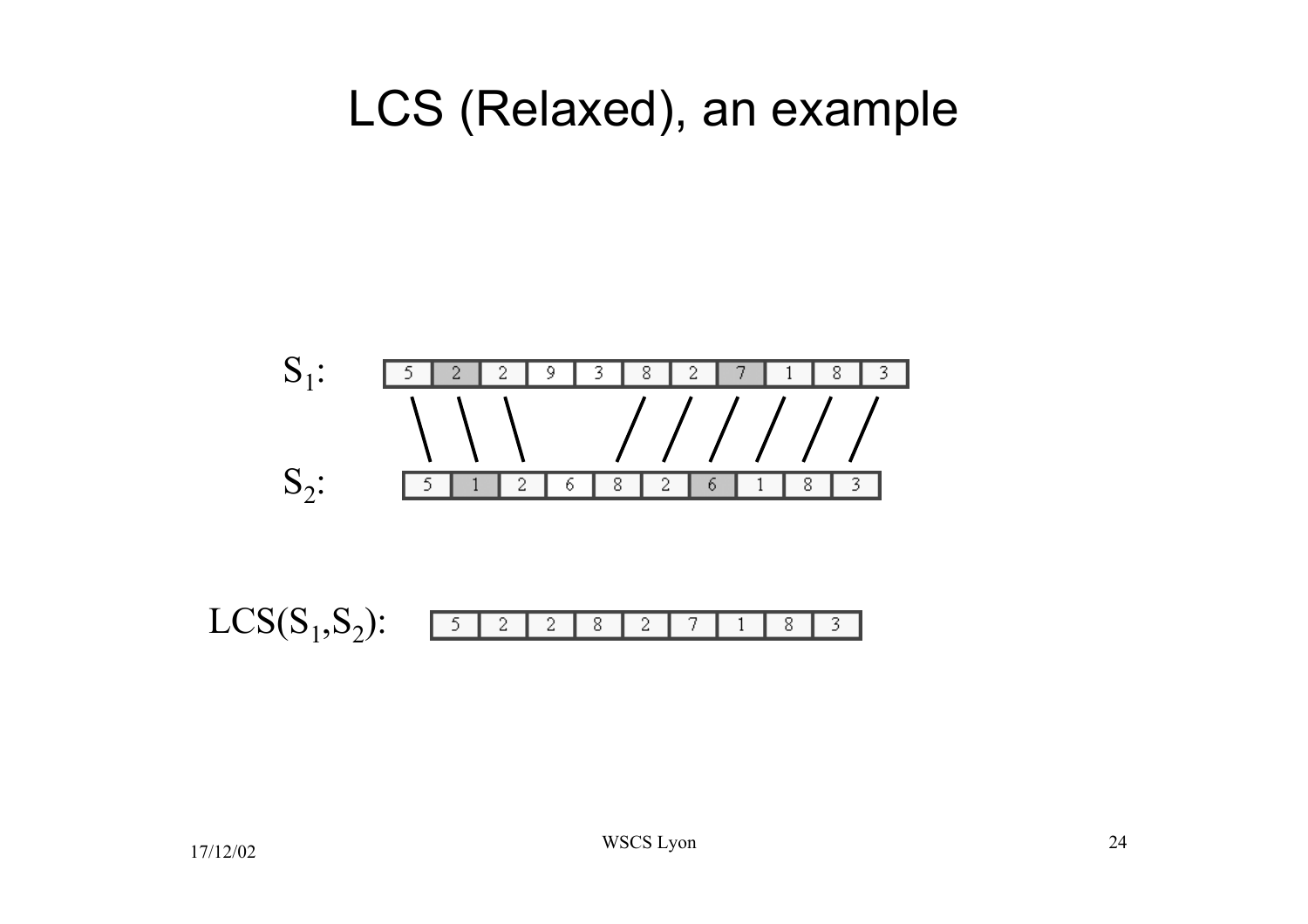# LCS (Relaxed), an example

$S_1$:

| 5 | 2 | 2 | 9 | 3 | 8 | 2 | 7 | 1 | 8 | 3 |
|---|---|---|---|---|---|---|---|---|---|---|

$S_2$:

| 5 | 1 | 2 | 6 | 8 | 2 | 6 | 1 | 8 | 3 |
|---|---|---|---|---|---|---|---|---|---|

$LCS(S_1,S_2)$:

| 5 | 2 | 2 | 8 | 2 | 7 | 1 | 8 | 3 |
|---|---|---|---|---|---|---|---|---|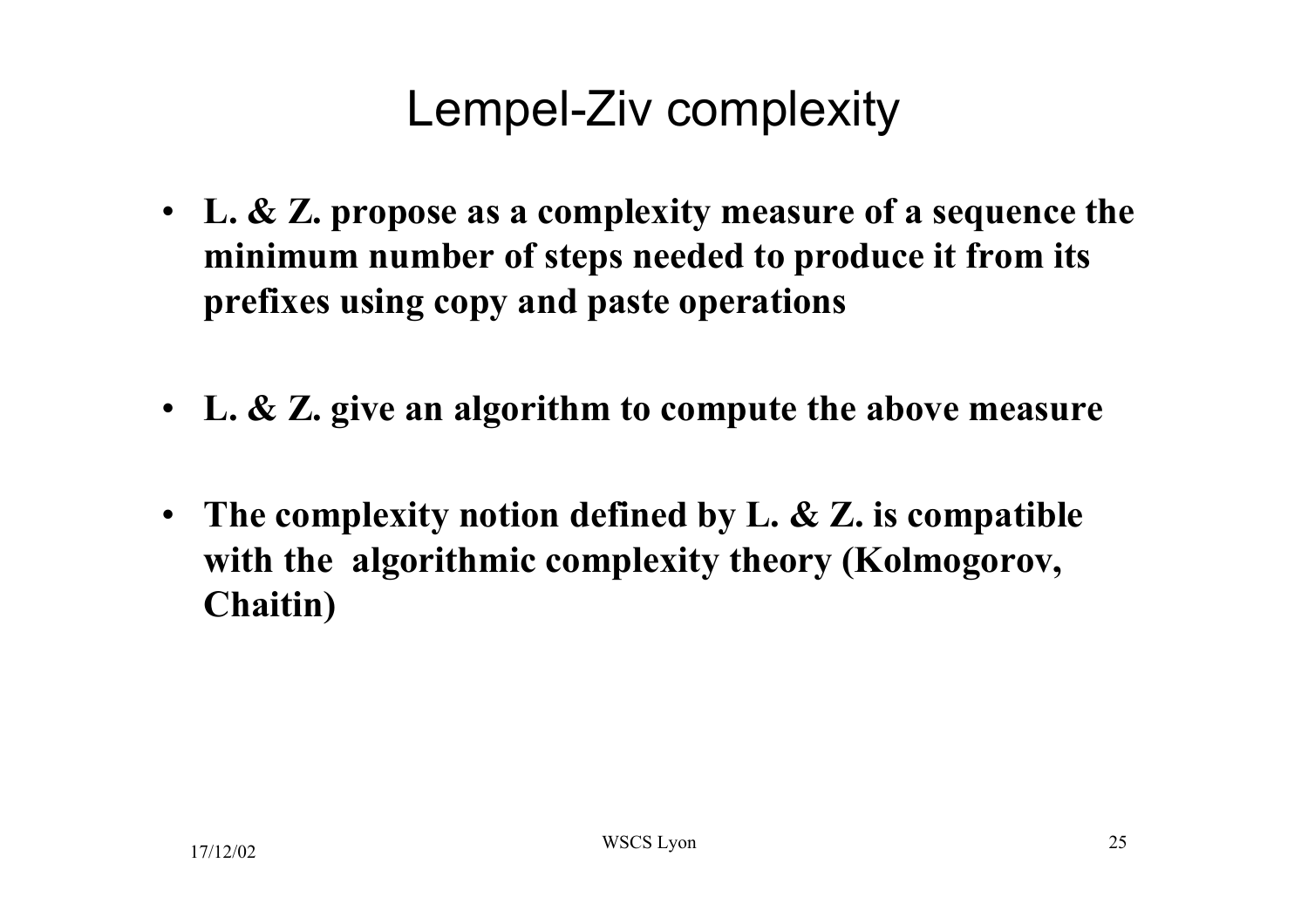# Lempel-Ziv complexity

- **L. & Z. propose as a complexity measure of a sequence the minimum number of steps needed to produce it from its prefixes using copy and paste operations**

- **L. & Z. give an algorithm to compute the above measure**

- **The complexity notion defined by L. & Z. is compatible with the algorithmic complexity theory (Kolmogorov, Chaitin)**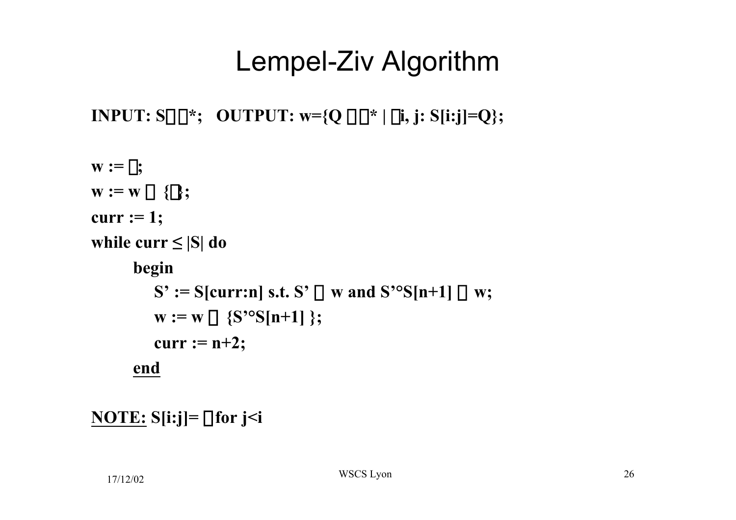# Lempel-Ziv Algorithm

**INPUT:** $S \in \Sigma^*$; **OUTPUT:** $w = \{Q \in \Sigma^* \mid \exists i, j: S[i:j] = Q\}$;

```
w := ∅;
w := w ∪ {ε};
curr := 1;
while curr ≤ |S| do
    begin
        S' := S[curr:n] s.t. S' ∈ w and S'°S[n+1] ∉ w;
        w := w ∪ {S'°S[n+1] };
        curr := n+2;
    end
```

**NOTE:** $S[i:j] = \varepsilon$ for $j < i$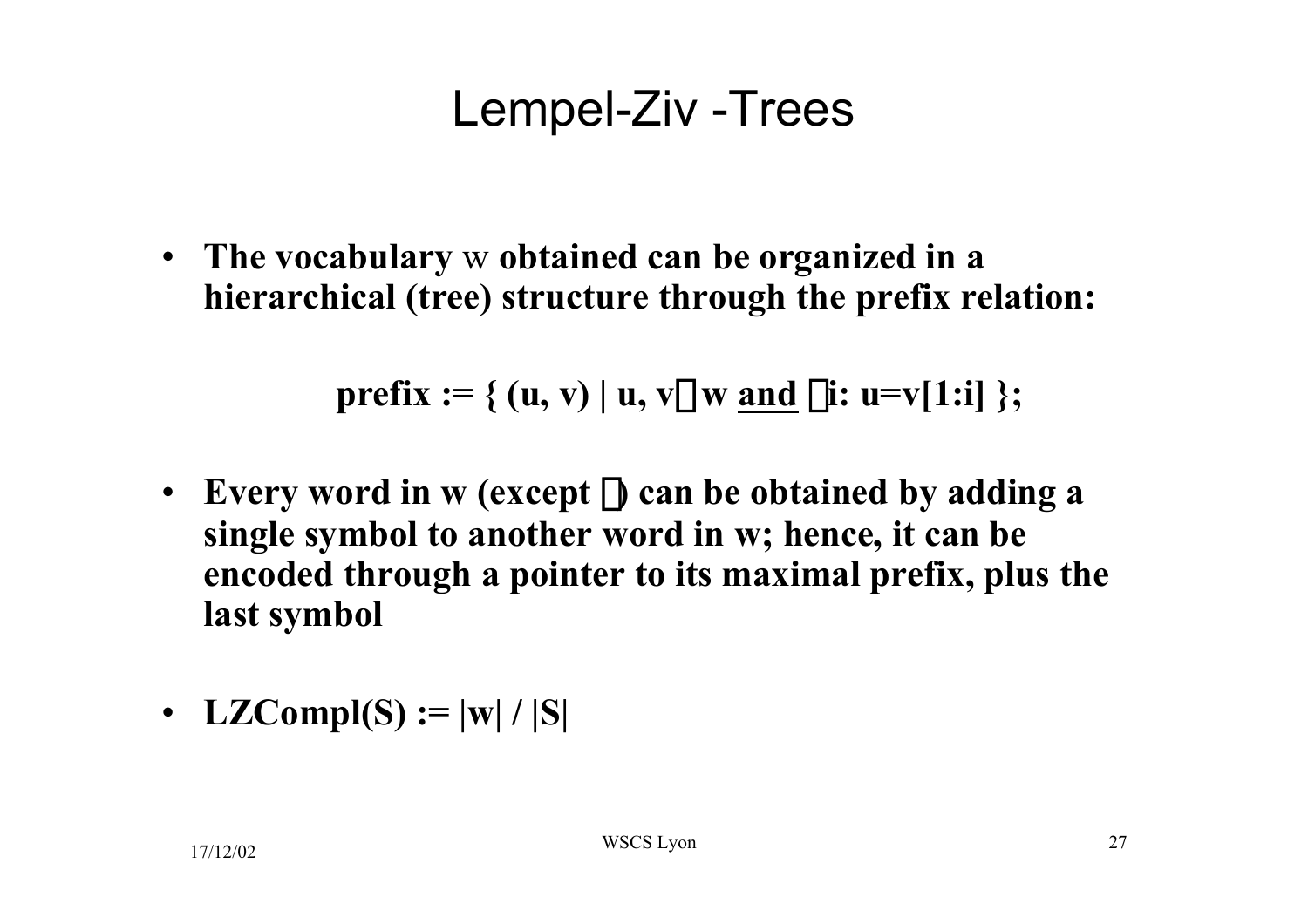# Lempel-Ziv -Trees

- **The vocabulary** w **obtained can be organized in a hierarchical (tree) structure through the prefix relation:**

$$\textbf{prefix} := \{ (u, v) \mid u, v \in w \ \underline{\textbf{and}} \ \exists i: u = v[1:i] \};$$

- **Every word in w (except ε) can be obtained by adding a single symbol to another word in w; hence, it can be encoded through a pointer to its maximal prefix, plus the last symbol**

- **LZCompl(S) := |w| / |S|**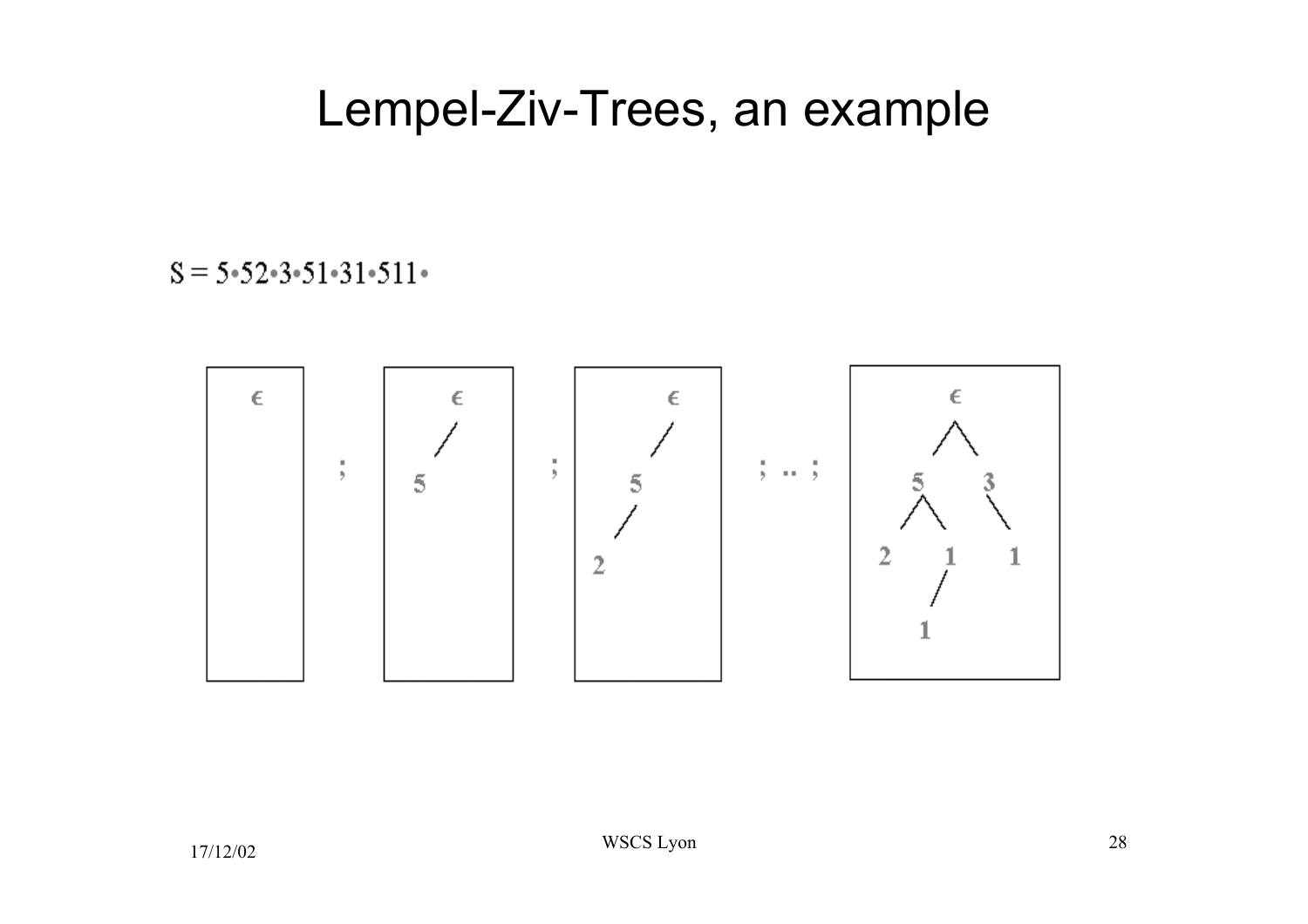# Lempel-Ziv-Trees, an example

S = 5•52•3•51•31•511•

$\epsilon$ ; $\epsilon$ / 5 ; $\epsilon$ / 5 / 2 ; .. ; $\epsilon$ / 5, 3 / 2, 1, 1 / 1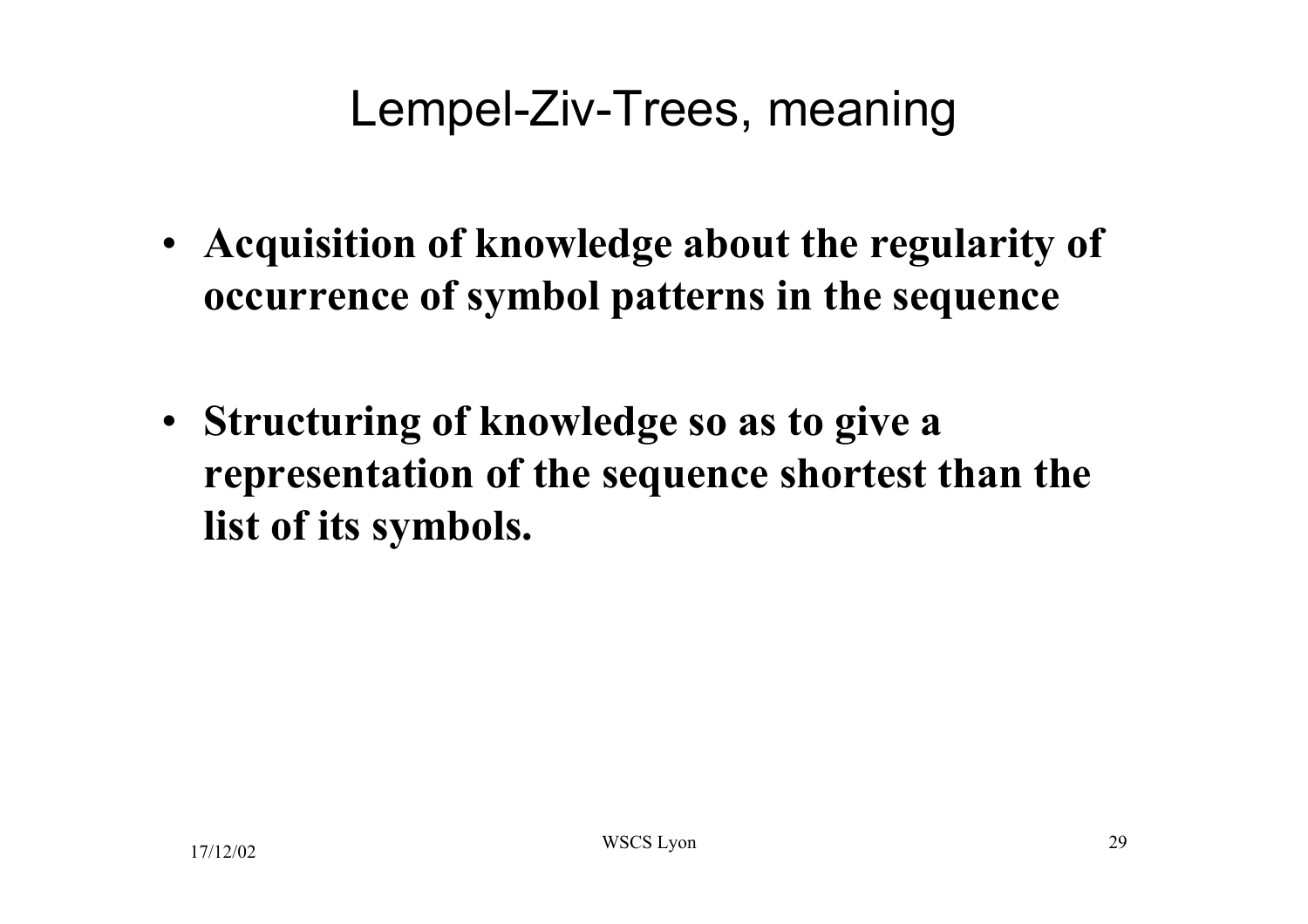# Lempel-Ziv-Trees, meaning

- **Acquisition of knowledge about the regularity of occurrence of symbol patterns in the sequence**
- **Structuring of knowledge so as to give a representation of the sequence shortest than the list of its symbols.**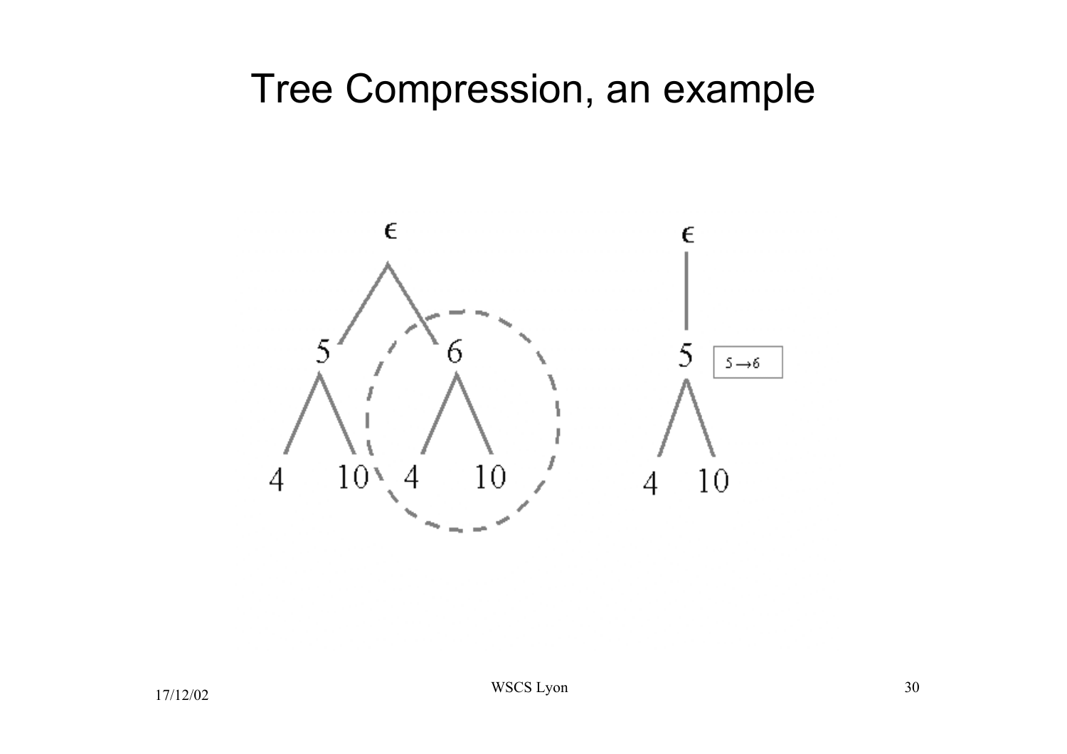# Tree Compression, an example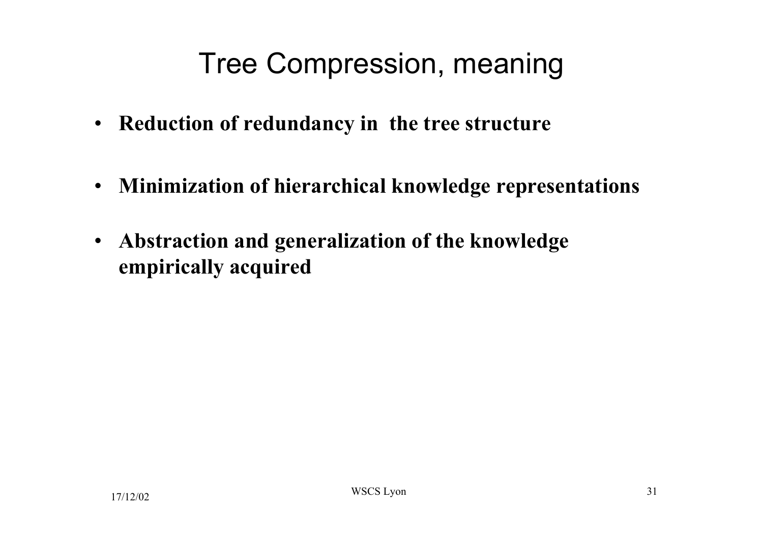# Tree Compression, meaning

- **Reduction of redundancy in the tree structure**
- **Minimization of hierarchical knowledge representations**
- **Abstraction and generalization of the knowledge empirically acquired**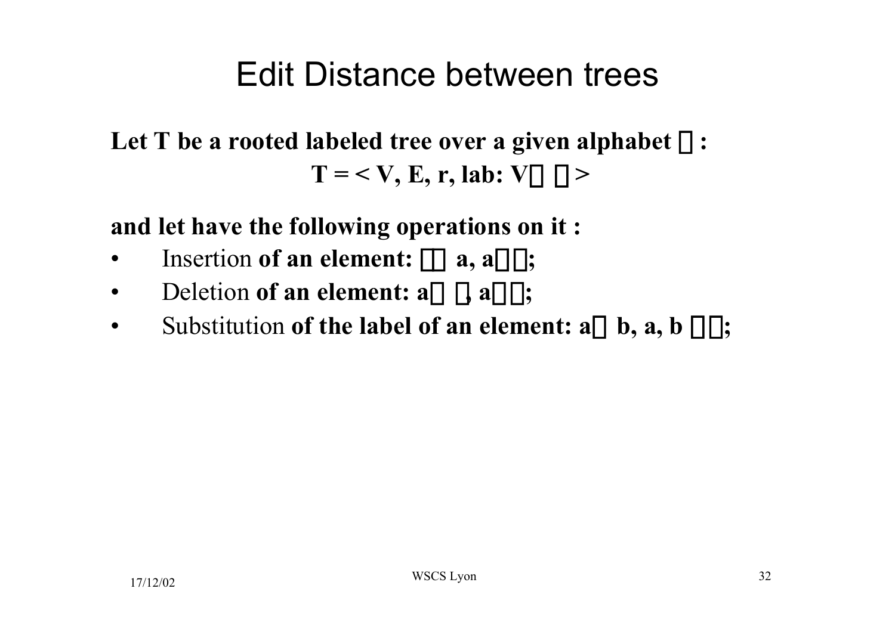# Edit Distance between trees

**Let T be a rooted labeled tree over a given alphabet $\Sigma$ :**

$$T = < V, E, r, lab: V \rightarrow \Sigma >$$

**and let have the following operations on it :**

- Insertion **of an element: $\lambda \rightarrow a$, $a \in \Sigma$;**
- Deletion **of an element: $a \rightarrow \lambda$, $a \in \Sigma$;**
- Substitution **of the label of an element: $a \rightarrow b$, $a, b \in \Sigma$;**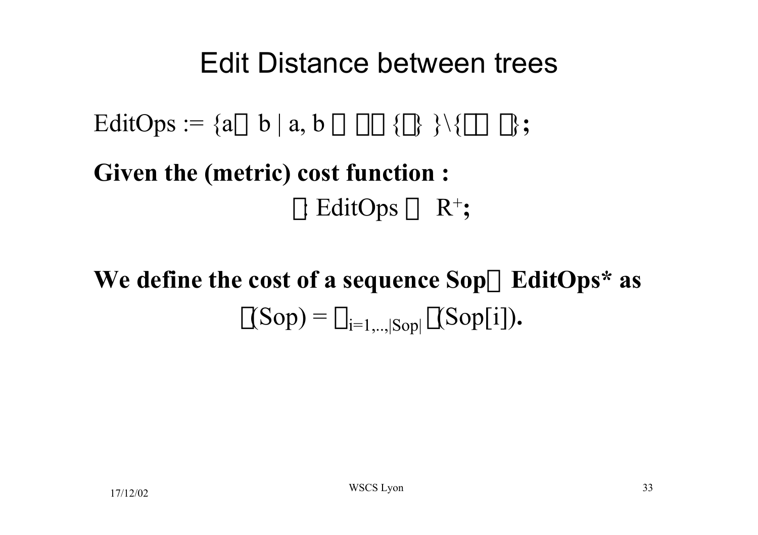# Edit Distance between trees

EditOps := $\{a \rightarrow b \mid a, b \in \Sigma \cup \{\lambda\}\} \setminus \{\lambda \rightarrow \lambda\}$;

**Given the (metric) cost function :**

$$\gamma : \text{EditOps} \rightarrow R^{+};$$

**We define the cost of a sequence Sop $\in$ EditOps\* as**

$$\gamma(\text{Sop}) = \sum_{i=1,..,|\text{Sop}|} \gamma(\text{Sop}[i]).$$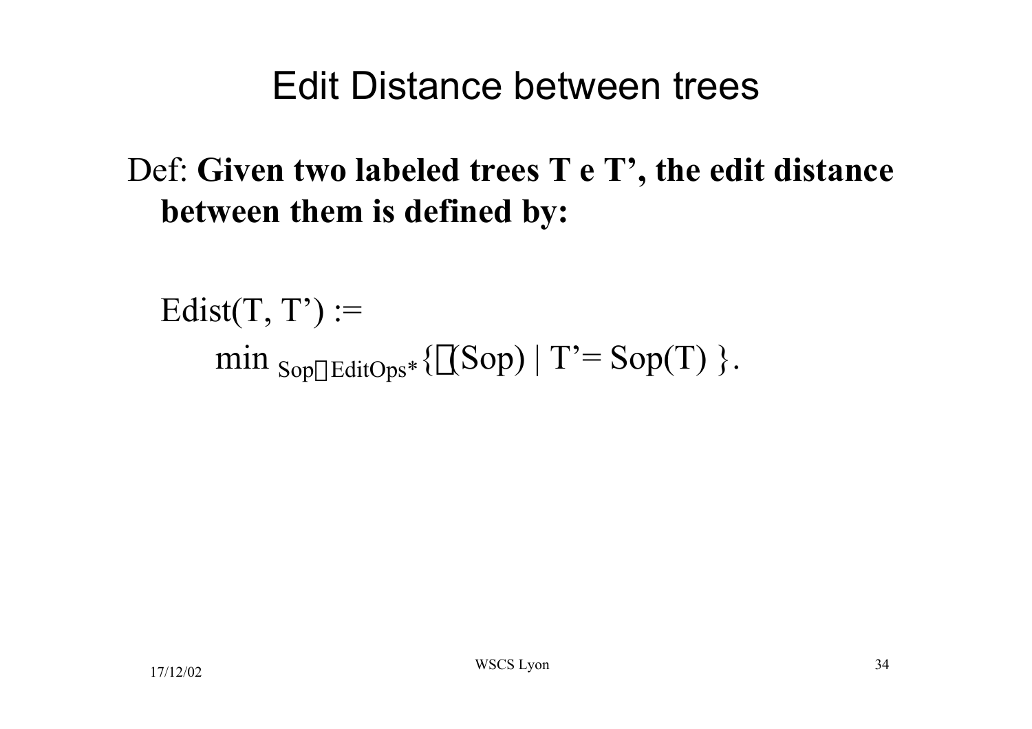# Edit Distance between trees

Def: **Given two labeled trees T e T', the edit distance between them is defined by:**

$$\text{Edist}(T, T') := \min_{Sop \in EditOps^*} \{ \gamma(Sop) \mid T' = Sop(T) \}.$$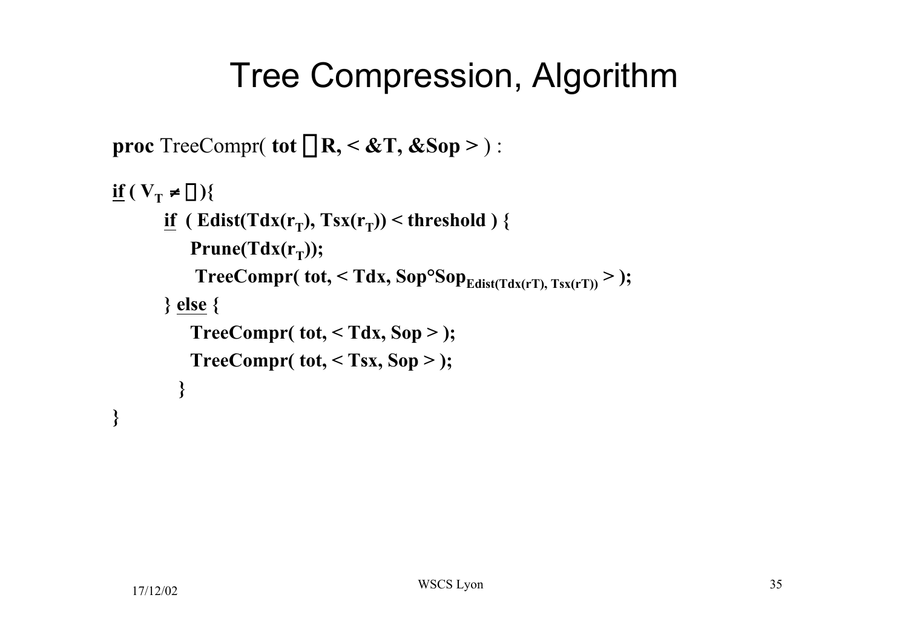# Tree Compression, Algorithm

**proc** TreeCompr( **tot** □ **R, < &T, &Sop >** ) :

**<u>if</u> ( $V_T \neq$ □ ){**

&nbsp;&nbsp;&nbsp;&nbsp;**<u>if</u> ( Edist(Tdx($r_T$), Tsx($r_T$)) < threshold ) {**

&nbsp;&nbsp;&nbsp;&nbsp;&nbsp;&nbsp;&nbsp;&nbsp;**Prune(Tdx($r_T$));**

&nbsp;&nbsp;&nbsp;&nbsp;&nbsp;&nbsp;&nbsp;&nbsp;**TreeCompr( tot, < Tdx, Sop°$Sop_{Edist(Tdx(rT), Tsx(rT))}$ > );**

&nbsp;&nbsp;&nbsp;&nbsp;**} <u>else</u> {**

&nbsp;&nbsp;&nbsp;&nbsp;&nbsp;&nbsp;&nbsp;&nbsp;**TreeCompr( tot, < Tdx, Sop > );**

&nbsp;&nbsp;&nbsp;&nbsp;&nbsp;&nbsp;&nbsp;&nbsp;**TreeCompr( tot, < Tsx, Sop > );**

&nbsp;&nbsp;&nbsp;&nbsp;&nbsp;&nbsp;**}**

**}**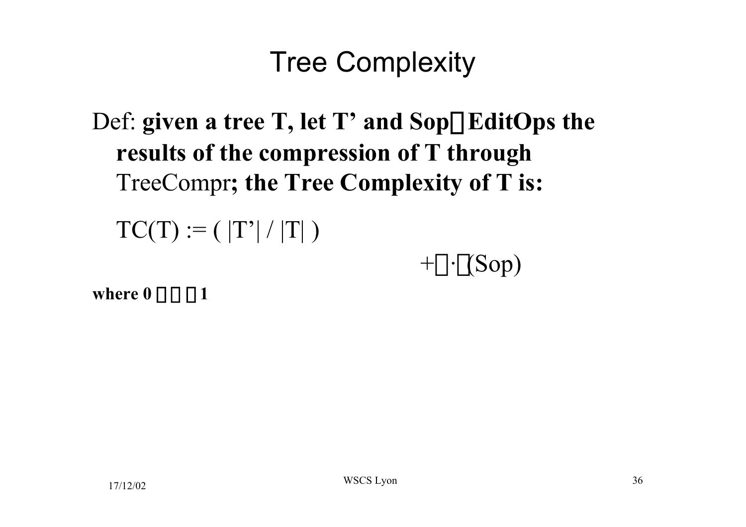# Tree Complexity

Def: **given a tree T, let T' and Sop$\in$EditOps the results of the compression of T through** TreeCompr**; the Tree Complexity of T is:**

$$TC(T) := ( |T'| / |T| ) + \alpha \cdot \phi(Sop)$$

**where** $0 \leq \alpha \leq 1$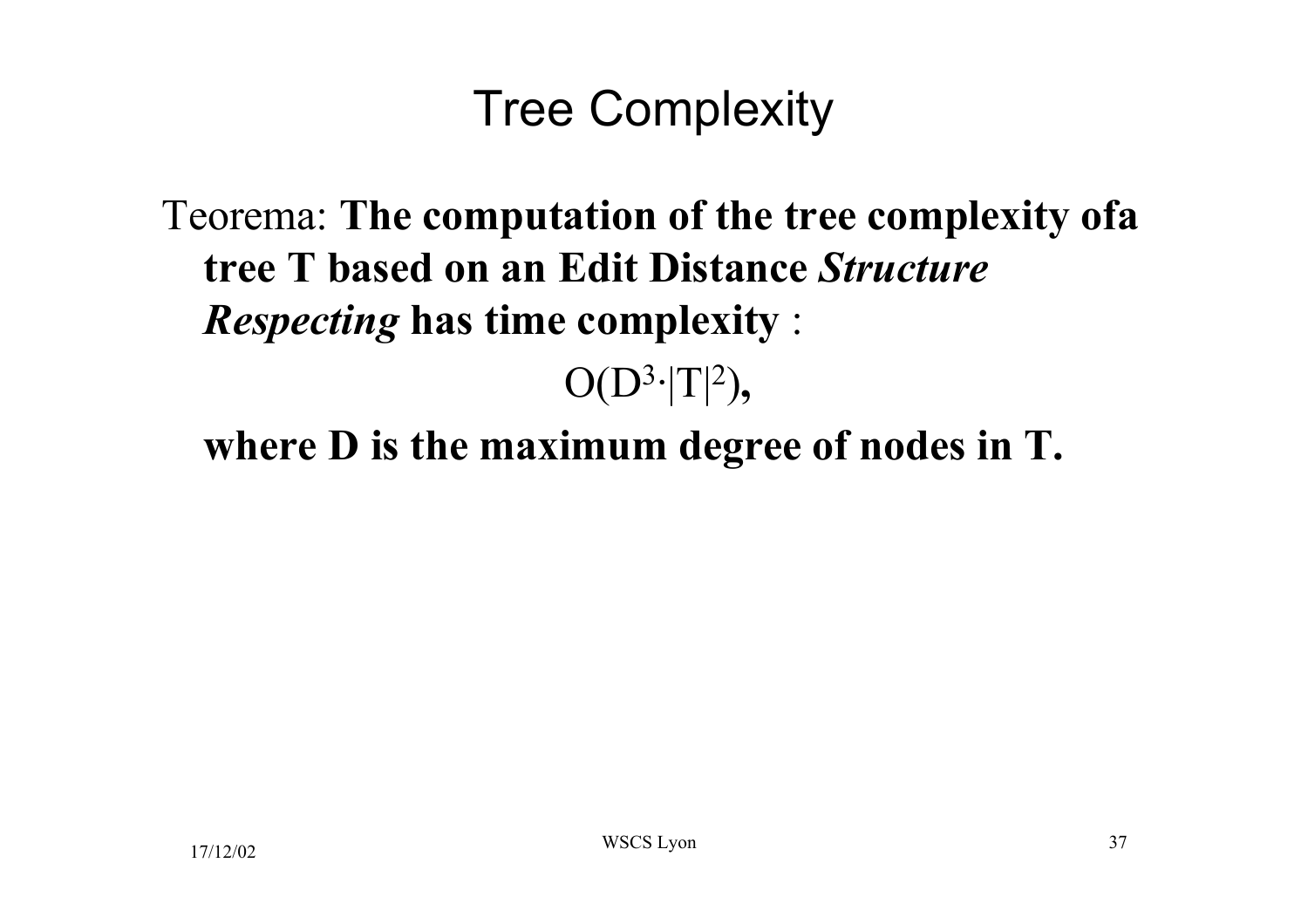# Tree Complexity

Teorema: **The computation of the tree complexity ofa tree T based on an Edit Distance *Structure Respecting* has time complexity** :

$$O(D^3 \cdot |T|^2),$$

**where D is the maximum degree of nodes in T.**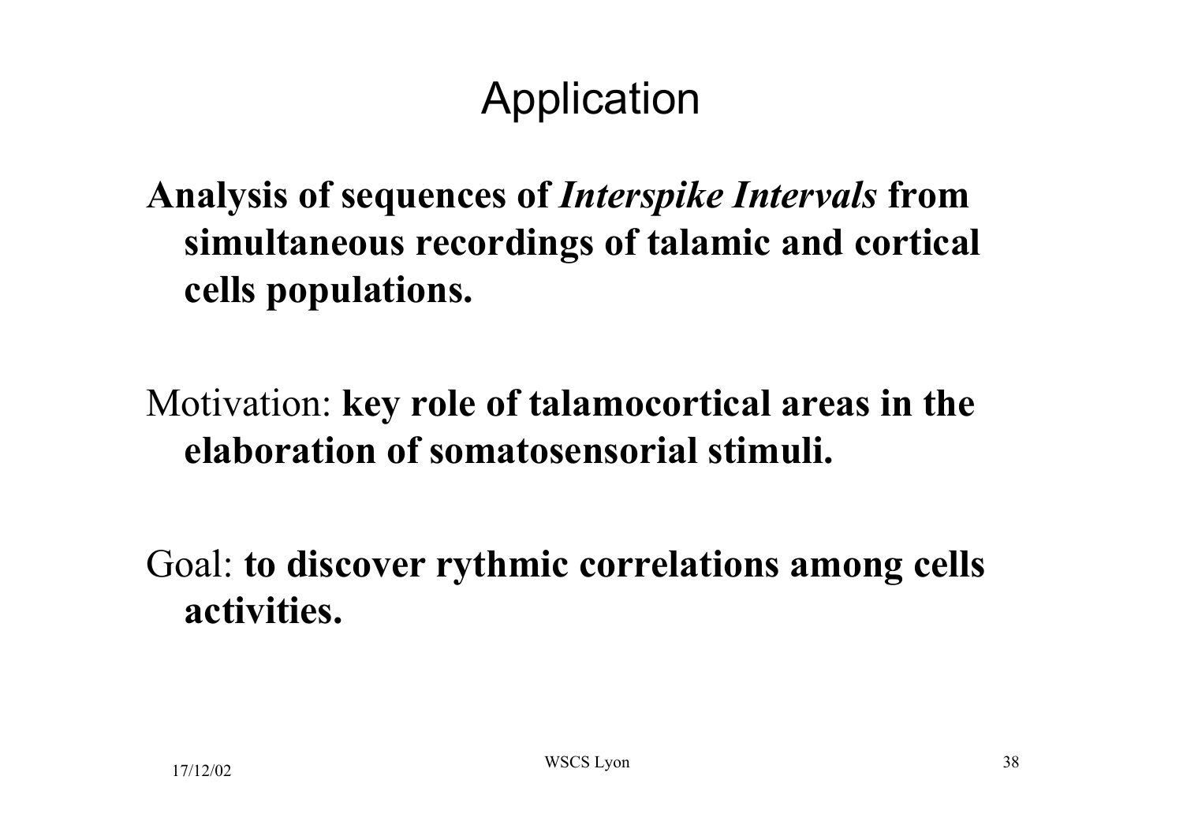# Application

**Analysis of sequences of *Interspike Intervals* from simultaneous recordings of talamic and cortical cells populations.**

Motivation: **key role of talamocortical areas in the elaboration of somatosensorial stimuli.**

Goal: **to discover rythmic correlations among cells activities.**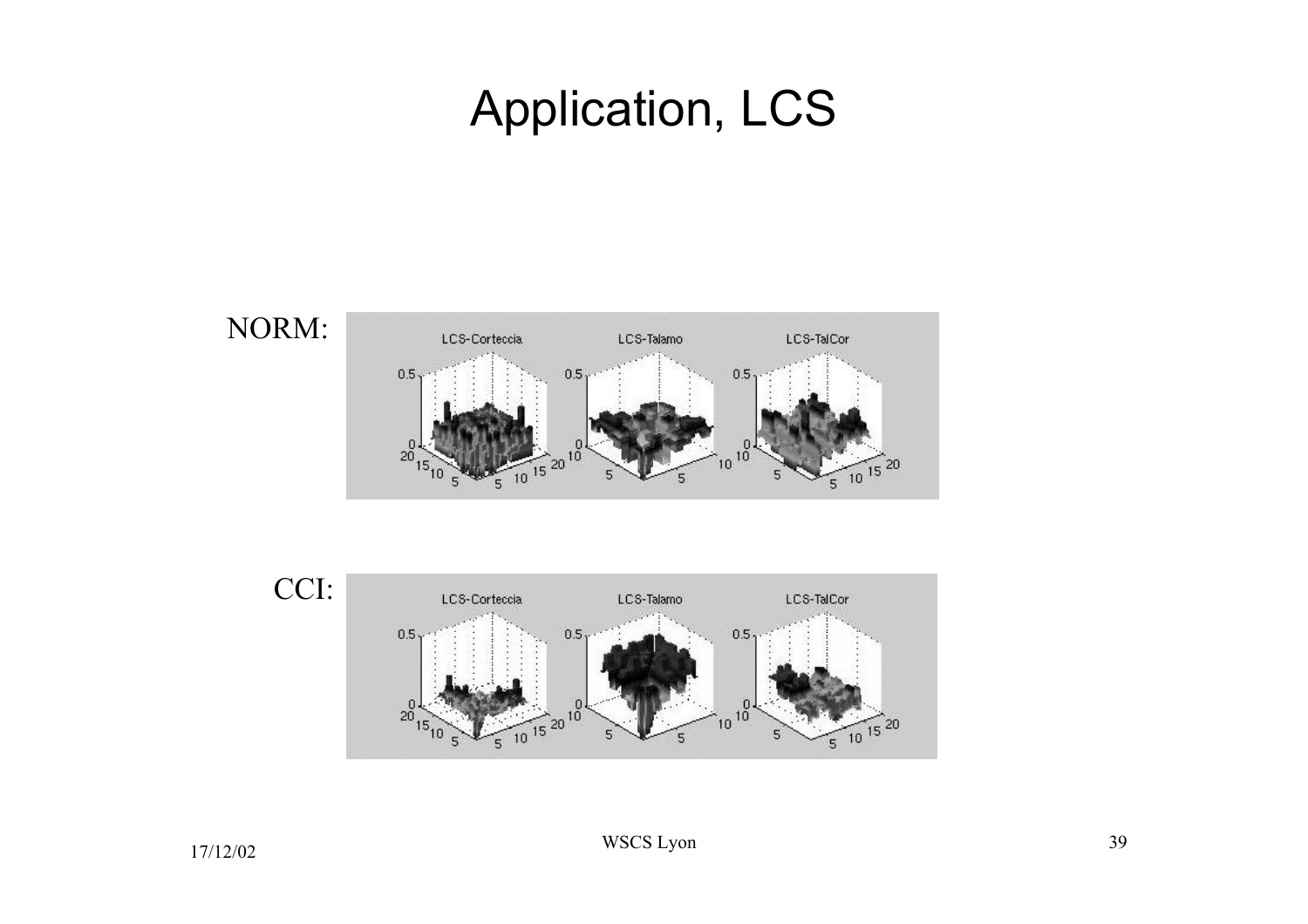# Application, LCS

NORM:

CCI: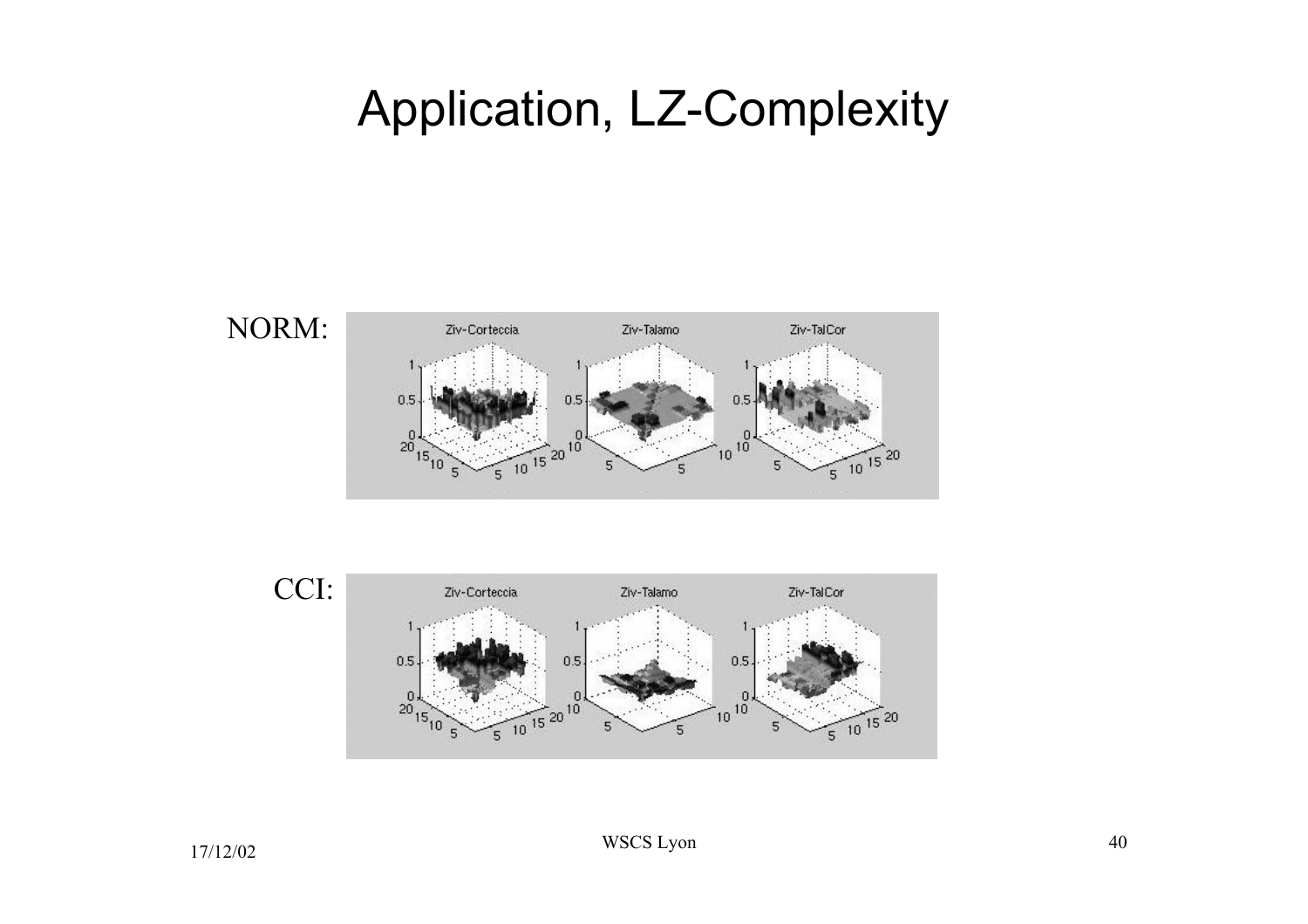# Application, LZ-Complexity

NORM:

CCI: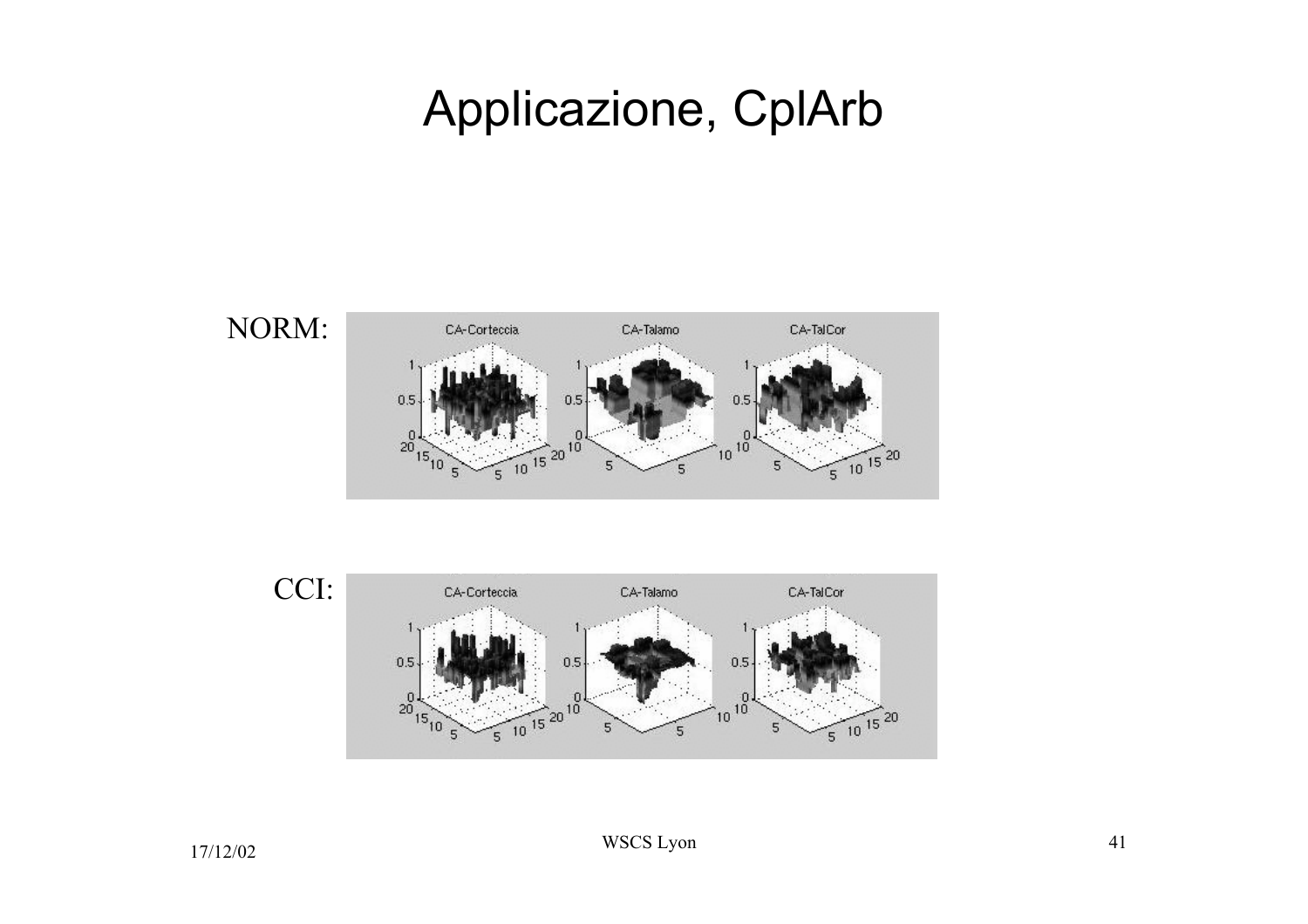# Applicazione, CplArb

NORM:

CCI: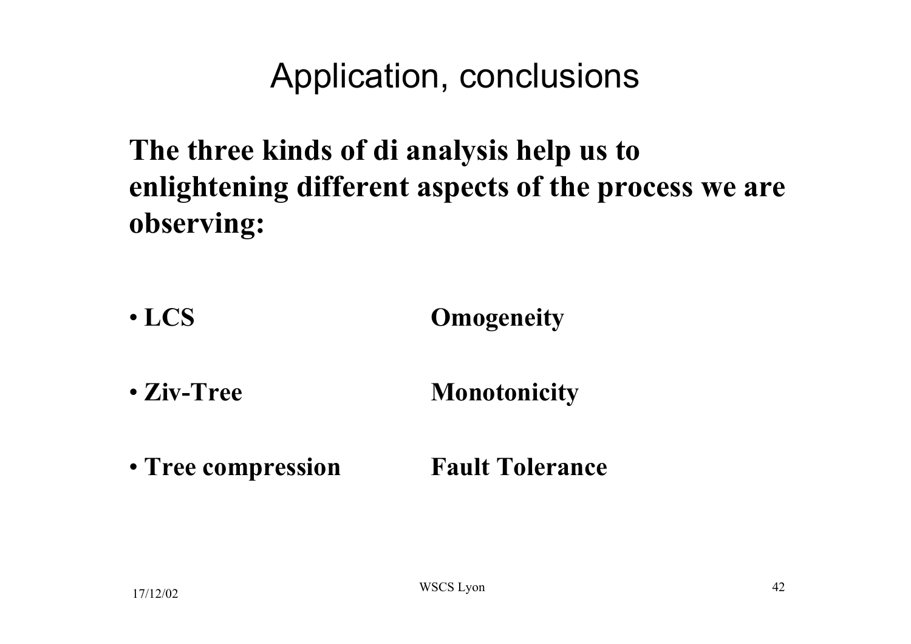# Application, conclusions

**The three kinds of di analysis help us to enlightening different aspects of the process we are observing:**

| | |
|---|---|
| • **LCS** | **Omogeneity** |
| • **Ziv-Tree** | **Monotonicity** |
| • **Tree compression** | **Fault Tolerance** |